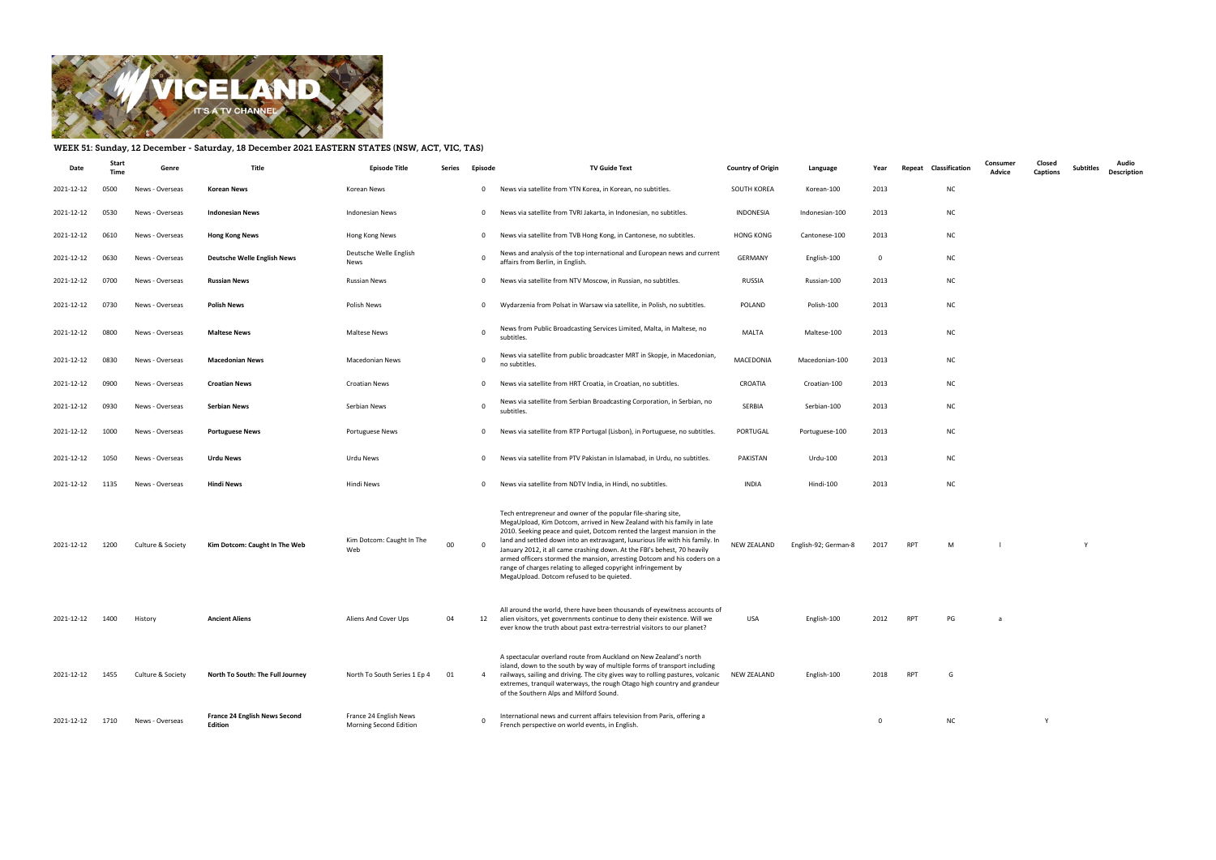## WEEK 51: Sunday, 12 December - Saturday, 18 December 2021 EASTERN STATES (NSW, ACT, VIC, TAS)

| Date | Start Time | Genre | Title | Episode Title | Series | Episode | TV Guide Text | Country of Origin | Language | Year | Repeat | Classification | Consumer Advice | Closed Captions | Subtitles | Audio Description |
|---|---|---|---|---|---|---|---|---|---|---|---|---|---|---|---|---|
| 2021-12-12 | 0500 | News - Overseas | **Korean News** | Korean News | | 0 | News via satellite from YTN Korea, in Korean, no subtitles. | SOUTH KOREA | Korean-100 | 2013 | | NC | | | | |
| 2021-12-12 | 0530 | News - Overseas | **Indonesian News** | Indonesian News | | 0 | News via satellite from TVRI Jakarta, in Indonesian, no subtitles. | INDONESIA | Indonesian-100 | 2013 | | NC | | | | |
| 2021-12-12 | 0610 | News - Overseas | **Hong Kong News** | Hong Kong News | | 0 | News via satellite from TVB Hong Kong, in Cantonese, no subtitles. | HONG KONG | Cantonese-100 | 2013 | | NC | | | | |
| 2021-12-12 | 0630 | News - Overseas | **Deutsche Welle English News** | Deutsche Welle English News | | 0 | News and analysis of the top international and European news and current affairs from Berlin, in English. | GERMANY | English-100 | 0 | | NC | | | | |
| 2021-12-12 | 0700 | News - Overseas | **Russian News** | Russian News | | 0 | News via satellite from NTV Moscow, in Russian, no subtitles. | RUSSIA | Russian-100 | 2013 | | NC | | | | |
| 2021-12-12 | 0730 | News - Overseas | **Polish News** | Polish News | | 0 | Wydarzenia from Polsat in Warsaw via satellite, in Polish, no subtitles. | POLAND | Polish-100 | 2013 | | NC | | | | |
| 2021-12-12 | 0800 | News - Overseas | **Maltese News** | Maltese News | | 0 | News from Public Broadcasting Services Limited, Malta, in Maltese, no subtitles. | MALTA | Maltese-100 | 2013 | | NC | | | | |
| 2021-12-12 | 0830 | News - Overseas | **Macedonian News** | Macedonian News | | 0 | News via satellite from public broadcaster MRT in Skopje, in Macedonian, no subtitles. | MACEDONIA | Macedonian-100 | 2013 | | NC | | | | |
| 2021-12-12 | 0900 | News - Overseas | **Croatian News** | Croatian News | | 0 | News via satellite from HRT Croatia, in Croatian, no subtitles. | CROATIA | Croatian-100 | 2013 | | NC | | | | |
| 2021-12-12 | 0930 | News - Overseas | **Serbian News** | Serbian News | | 0 | News via satellite from Serbian Broadcasting Corporation, in Serbian, no subtitles. | SERBIA | Serbian-100 | 2013 | | NC | | | | |
| 2021-12-12 | 1000 | News - Overseas | **Portuguese News** | Portuguese News | | 0 | News via satellite from RTP Portugal (Lisbon), in Portuguese, no subtitles. | PORTUGAL | Portuguese-100 | 2013 | | NC | | | | |
| 2021-12-12 | 1050 | News - Overseas | **Urdu News** | Urdu News | | 0 | News via satellite from PTV Pakistan in Islamabad, in Urdu, no subtitles. | PAKISTAN | Urdu-100 | 2013 | | NC | | | | |
| 2021-12-12 | 1135 | News - Overseas | **Hindi News** | Hindi News | | 0 | News via satellite from NDTV India, in Hindi, no subtitles. | INDIA | Hindi-100 | 2013 | | NC | | | | |
| 2021-12-12 | 1200 | Culture & Society | **Kim Dotcom: Caught In The Web** | Kim Dotcom: Caught In The Web | 00 | 0 | Tech entrepreneur and owner of the popular file-sharing site, MegaUpload, Kim Dotcom, arrived in New Zealand with his family in late 2010. Seeking peace and quiet, Dotcom rented the largest mansion in the land and settled down into an extravagant, luxurious life with his family. In January 2012, it all came crashing down. At the FBI's behest, 70 heavily armed officers stormed the mansion, arresting Dotcom and his coders on a range of charges relating to alleged copyright infringement by MegaUpload. Dotcom refused to be quieted. | NEW ZEALAND | English-92; German-8 | 2017 | RPT | M | l | | Y | |
| 2021-12-12 | 1400 | History | **Ancient Aliens** | Aliens And Cover Ups | 04 | 12 | All around the world, there have been thousands of eyewitness accounts of alien visitors, yet governments continue to deny their existence. Will we ever know the truth about past extra-terrestrial visitors to our planet? | USA | English-100 | 2012 | RPT | PG | a | | | |
| 2021-12-12 | 1455 | Culture & Society | **North To South: The Full Journey** | North To South Series 1 Ep 4 | 01 | 4 | A spectacular overland route from Auckland on New Zealand's north island, down to the south by way of multiple forms of transport including railways, sailing and driving. The city gives way to rolling pastures, volcanic extremes, tranquil waterways, the rough Otago high country and grandeur of the Southern Alps and Milford Sound. | NEW ZEALAND | English-100 | 2018 | RPT | G | | | | |
| 2021-12-12 | 1710 | News - Overseas | **France 24 English News Second Edition** | France 24 English News Morning Second Edition | | 0 | International news and current affairs television from Paris, offering a French perspective on world events, in English. | | | 0 | | NC | | Y | | |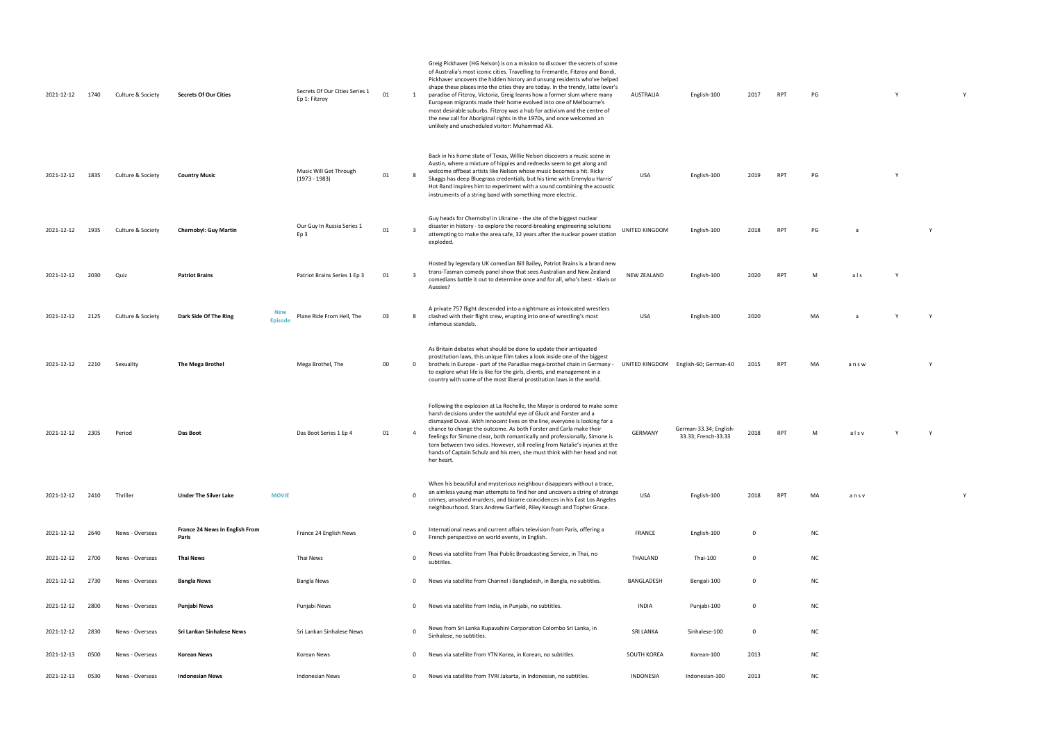| | | | | | | | | | | | | | | | | | |
|---|---|---|---|---|---|---|---|---|---|---|---|---|---|---|---|---|---|
| 2021-12-12 | 1740 | Culture & Society | **Secrets Of Our Cities** | | Secrets Of Our Cities Series 1 Ep 1: Fitzroy | 01 | 1 | Greig Pickhaver (HG Nelson) is on a mission to discover the secrets of some of Australia's most iconic cities. Travelling to Fremantle, Fitzroy and Bondi, Pickhaver uncovers the hidden history and unsung residents who've helped shape these places into the cities they are today. In the trendy, latte lover's paradise of Fitzroy, Victoria, Greig learns how a former slum where many European migrants made their home evolved into one of Melbourne's most desirable suburbs. Fitzroy was a hub for activism and the centre of the new call for Aboriginal rights in the 1970s, and once welcomed an unlikely and unscheduled visitor: Muhammad Ali. | AUSTRALIA | English-100 | 2017 | RPT | PG | | Y | | Y |
| 2021-12-12 | 1835 | Culture & Society | **Country Music** | | Music Will Get Through (1973 - 1983) | 01 | 8 | Back in his home state of Texas, Willie Nelson discovers a music scene in Austin, where a mixture of hippies and rednecks seem to get along and welcome offbeat artists like Nelson whose music becomes a hit. Ricky Skaggs has deep Bluegrass credentials, but his time with Emmylou Harris' Hot Band inspires him to experiment with a sound combining the acoustic instruments of a string band with something more electric. | USA | English-100 | 2019 | RPT | PG | Y | | | |
| 2021-12-12 | 1935 | Culture & Society | **Chernobyl: Guy Martin** | | Our Guy In Russia Series 1 Ep 3 | 01 | 3 | Guy heads for Chernobyl in Ukraine - the site of the biggest nuclear disaster in history - to explore the record-breaking engineering solutions attempting to make the area safe, 32 years after the nuclear power station exploded. | UNITED KINGDOM | English-100 | 2018 | RPT | PG | a | | Y | |
| 2021-12-12 | 2030 | Quiz | **Patriot Brains** | | Patriot Brains Series 1 Ep 3 | 01 | 3 | Hosted by legendary UK comedian Bill Bailey, Patriot Brains is a brand new trans-Tasman comedy panel show that sees Australian and New Zealand comedians battle it out to determine once and for all, who's best - Kiwis or Aussies? | NEW ZEALAND | English-100 | 2020 | RPT | M | a l s | Y | | |
| 2021-12-12 | 2125 | Culture & Society | **Dark Side Of The Ring** | **New Episode** | Plane Ride From Hell, The | 03 | 8 | A private 757 flight descended into a nightmare as intoxicated wrestlers clashed with their flight crew, erupting into one of wrestling's most infamous scandals. | USA | English-100 | 2020 | | MA | a | Y | Y | |
| 2021-12-12 | 2210 | Sexuality | **The Mega Brothel** | | Mega Brothel, The | 00 | 0 | As Britain debates what should be done to update their antiquated prostitution laws, this unique film takes a look inside one of the biggest brothels in Europe - part of the Paradise mega-brothel chain in Germany - to explore what life is like for the girls, clients, and management in a country with some of the most liberal prostitution laws in the world. | UNITED KINGDOM | English-60; German-40 | 2015 | RPT | MA | a n s w | | Y | |
| 2021-12-12 | 2305 | Period | **Das Boot** | | Das Boot Series 1 Ep 4 | 01 | 4 | Following the explosion at La Rochelle, the Mayor is ordered to make some harsh decisions under the watchful eye of Gluck and Forster and a dismayed Duval. With innocent lives on the line, everyone is looking for a chance to change the outcome. As both Forster and Carla make their feelings for Simone clear, both romantically and professionally, Simone is torn between two sides. However, still reeling from Natalie's injuries at the hands of Captain Schulz and his men, she must think with her head and not her heart. | GERMANY | German-33.34; English-33.33; French-33.33 | 2018 | RPT | M | a l s v | Y | Y | |
| 2021-12-12 | 2410 | Thriller | **Under The Silver Lake** | **MOVIE** | | | 0 | When his beautiful and mysterious neighbour disappears without a trace, an aimless young man attempts to find her and uncovers a string of strange crimes, unsolved murders, and bizarre coincidences in his East Los Angeles neighbourhood. Stars Andrew Garfield, Riley Keough and Topher Grace. | USA | English-100 | 2018 | RPT | MA | a n s v | | | Y |
| 2021-12-12 | 2640 | News - Overseas | **France 24 News In English From Paris** | | France 24 English News | | 0 | International news and current affairs television from Paris, offering a French perspective on world events, in English. | FRANCE | English-100 | 0 | | NC | | | | |
| 2021-12-12 | 2700 | News - Overseas | **Thai News** | | Thai News | | 0 | News via satellite from Thai Public Broadcasting Service, in Thai, no subtitles. | THAILAND | Thai-100 | 0 | | NC | | | | |
| 2021-12-12 | 2730 | News - Overseas | **Bangla News** | | Bangla News | | 0 | News via satellite from Channel i Bangladesh, in Bangla, no subtitles. | BANGLADESH | Bengali-100 | 0 | | NC | | | | |
| 2021-12-12 | 2800 | News - Overseas | **Punjabi News** | | Punjabi News | | 0 | News via satellite from India, in Punjabi, no subtitles. | INDIA | Punjabi-100 | 0 | | NC | | | | |
| 2021-12-12 | 2830 | News - Overseas | **Sri Lankan Sinhalese News** | | Sri Lankan Sinhalese News | | 0 | News from Sri Lanka Rupavahini Corporation Colombo Sri Lanka, in Sinhalese, no subtitles. | SRI LANKA | Sinhalese-100 | 0 | | NC | | | | |
| 2021-12-13 | 0500 | News - Overseas | **Korean News** | | Korean News | | 0 | News via satellite from YTN Korea, in Korean, no subtitles. | SOUTH KOREA | Korean-100 | 2013 | | NC | | | | |
| 2021-12-13 | 0530 | News - Overseas | **Indonesian News** | | Indonesian News | | 0 | News via satellite from TVRI Jakarta, in Indonesian, no subtitles. | INDONESIA | Indonesian-100 | 2013 | | NC | | | | |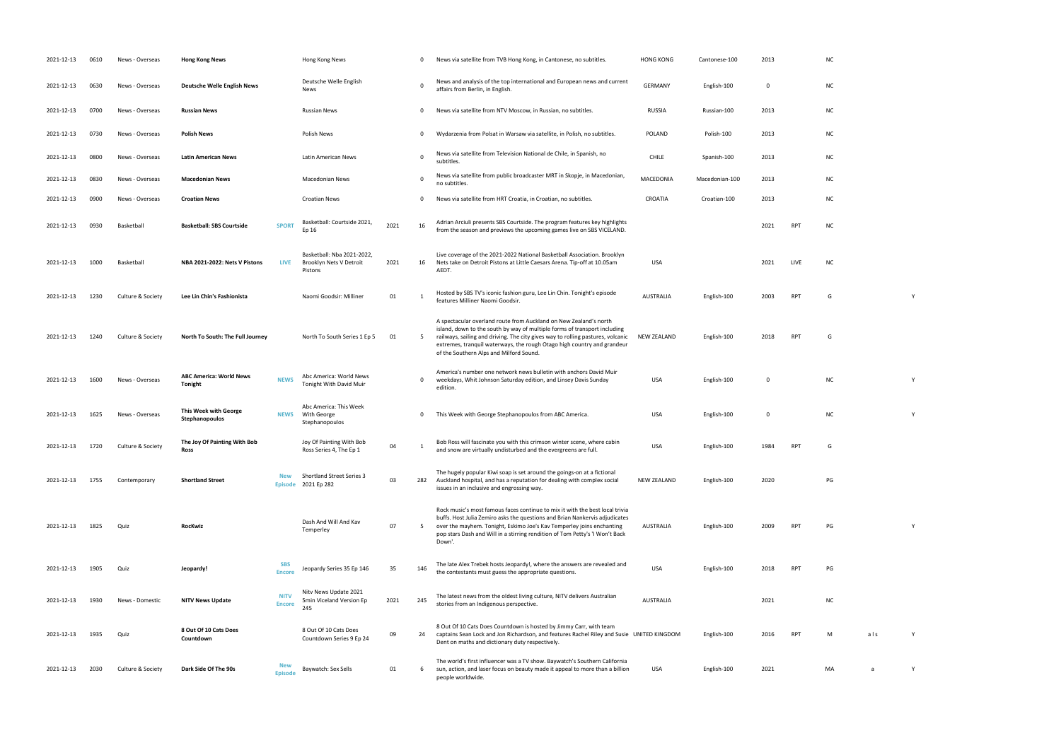| | | | | | | | | | | | | | | | | |
|---|---|---|---|---|---|---|---|---|---|---|---|---|---|---|---|---|
| 2021-12-13 | 0610 | News - Overseas | **Hong Kong News** | | Hong Kong News | | 0 | News via satellite from TVB Hong Kong, in Cantonese, no subtitles. | HONG KONG | Cantonese-100 | 2013 | | NC | | | |
| 2021-12-13 | 0630 | News - Overseas | **Deutsche Welle English News** | | Deutsche Welle English News | | 0 | News and analysis of the top international and European news and current affairs from Berlin, in English. | GERMANY | English-100 | 0 | | NC | | | |
| 2021-12-13 | 0700 | News - Overseas | **Russian News** | | Russian News | | 0 | News via satellite from NTV Moscow, in Russian, no subtitles. | RUSSIA | Russian-100 | 2013 | | NC | | | |
| 2021-12-13 | 0730 | News - Overseas | **Polish News** | | Polish News | | 0 | Wydarzenia from Polsat in Warsaw via satellite, in Polish, no subtitles. | POLAND | Polish-100 | 2013 | | NC | | | |
| 2021-12-13 | 0800 | News - Overseas | **Latin American News** | | Latin American News | | 0 | News via satellite from Television National de Chile, in Spanish, no subtitles. | CHILE | Spanish-100 | 2013 | | NC | | | |
| 2021-12-13 | 0830 | News - Overseas | **Macedonian News** | | Macedonian News | | 0 | News via satellite from public broadcaster MRT in Skopje, in Macedonian, no subtitles. | MACEDONIA | Macedonian-100 | 2013 | | NC | | | |
| 2021-12-13 | 0900 | News - Overseas | **Croatian News** | | Croatian News | | 0 | News via satellite from HRT Croatia, in Croatian, no subtitles. | CROATIA | Croatian-100 | 2013 | | NC | | | |
| 2021-12-13 | 0930 | Basketball | **Basketball: SBS Courtside** | SPORT | Basketball: Courtside 2021, Ep 16 | 2021 | 16 | Adrian Arciuli presents SBS Courtside. The program features key highlights from the season and previews the upcoming games live on SBS VICELAND. | | | 2021 | RPT | NC | | | |
| 2021-12-13 | 1000 | Basketball | **NBA 2021-2022: Nets V Pistons** | LIVE | Basketball: Nba 2021-2022, Brooklyn Nets V Detroit Pistons | 2021 | 16 | Live coverage of the 2021-2022 National Basketball Association. Brooklyn Nets take on Detroit Pistons at Little Caesars Arena. Tip-off at 10.05am AEDT. | USA | | 2021 | LIVE | NC | | | |
| 2021-12-13 | 1230 | Culture & Society | **Lee Lin Chin's Fashionista** | | Naomi Goodsir: Milliner | 01 | 1 | Hosted by SBS TV's iconic fashion guru, Lee Lin Chin. Tonight's episode features Milliner Naomi Goodsir. | AUSTRALIA | English-100 | 2003 | RPT | G | | | Y |
| 2021-12-13 | 1240 | Culture & Society | **North To South: The Full Journey** | | North To South Series 1 Ep 5 | 01 | 5 | A spectacular overland route from Auckland on New Zealand's north island, down to the south by way of multiple forms of transport including railways, sailing and driving. The city gives way to rolling pastures, volcanic extremes, tranquil waterways, the rough Otago high country and grandeur of the Southern Alps and Milford Sound. | NEW ZEALAND | English-100 | 2018 | RPT | G | | | |
| 2021-12-13 | 1600 | News - Overseas | **ABC America: World News Tonight** | NEWS | Abc America: World News Tonight With David Muir | | 0 | America's number one network news bulletin with anchors David Muir weekdays, Whit Johnson Saturday edition, and Linsey Davis Sunday edition. | USA | English-100 | 0 | | NC | | | Y |
| 2021-12-13 | 1625 | News - Overseas | **This Week with George Stephanopoulos** | NEWS | Abc America: This Week With George Stephanopoulos | | 0 | This Week with George Stephanopoulos from ABC America. | USA | English-100 | 0 | | NC | | | Y |
| 2021-12-13 | 1720 | Culture & Society | **The Joy Of Painting With Bob Ross** | | Joy Of Painting With Bob Ross Series 4, The Ep 1 | 04 | 1 | Bob Ross will fascinate you with this crimson winter scene, where cabin and snow are virtually undisturbed and the evergreens are full. | USA | English-100 | 1984 | RPT | G | | | |
| 2021-12-13 | 1755 | Contemporary | **Shortland Street** | New Episode | Shortland Street Series 3 2021 Ep 282 | 03 | 282 | The hugely popular Kiwi soap is set around the goings-on at a fictional Auckland hospital, and has a reputation for dealing with complex social issues in an inclusive and engrossing way. | NEW ZEALAND | English-100 | 2020 | | PG | | | |
| 2021-12-13 | 1825 | Quiz | **RocKwiz** | | Dash And Will And Kav Temperley | 07 | 5 | Rock music's most famous faces continue to mix it with the best local trivia buffs. Host Julia Zemiro asks the questions and Brian Nankervis adjudicates over the mayhem. Tonight, Eskimo Joe's Kav Temperley joins enchanting pop stars Dash and Will in a stirring rendition of Tom Petty's 'I Won't Back Down'. | AUSTRALIA | English-100 | 2009 | RPT | PG | | | Y |
| 2021-12-13 | 1905 | Quiz | **Jeopardy!** | SBS Encore | Jeopardy Series 35 Ep 146 | 35 | 146 | The late Alex Trebek hosts Jeopardy!, where the answers are revealed and the contestants must guess the appropriate questions. | USA | English-100 | 2018 | RPT | PG | | | |
| 2021-12-13 | 1930 | News - Domestic | **NITV News Update** | NITV Encore | Nitv News Update 2021 5min Viceland Version Ep 245 | 2021 | 245 | The latest news from the oldest living culture, NITV delivers Australian stories from an Indigenous perspective. | AUSTRALIA | | 2021 | | NC | | | |
| 2021-12-13 | 1935 | Quiz | **8 Out Of 10 Cats Does Countdown** | | 8 Out Of 10 Cats Does Countdown Series 9 Ep 24 | 09 | 24 | 8 Out Of 10 Cats Does Countdown is hosted by Jimmy Carr, with team captains Sean Lock and Jon Richardson, and features Rachel Riley and Susie Dent on maths and dictionary duty respectively. | UNITED KINGDOM | English-100 | 2016 | RPT | M | a l s | | Y |
| 2021-12-13 | 2030 | Culture & Society | **Dark Side Of The 90s** | New Episode | Baywatch: Sex Sells | 01 | 6 | The world's first influencer was a TV show. Baywatch's Southern California sun, action, and laser focus on beauty made it appeal to more than a billion people worldwide. | USA | English-100 | 2021 | | MA | a | | Y |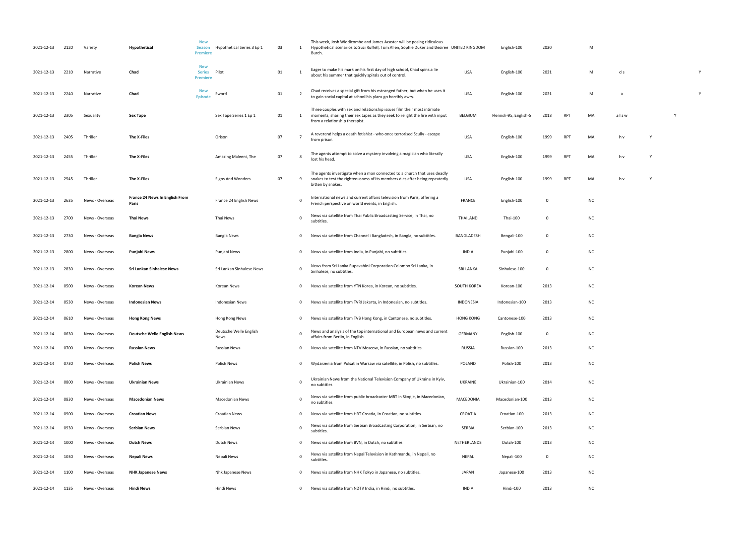| | | | | | | | | | | | | | | | | | |
|---|---|---|---|---|---|---|---|---|---|---|---|---|---|---|---|---|---|
| 2021-12-13 | 2120 | Variety | **Hypothetical** | New Season Premiere | Hypothetical Series 3 Ep 1 | 03 | 1 | This week, Josh Widdicombe and James Acaster will be posing ridiculous Hypothetical scenarios to Suzi Ruffell, Tom Allen, Sophie Duker and Desiree Burch. | UNITED KINGDOM | English-100 | 2020 | | M | | | | |
| 2021-12-13 | 2210 | Narrative | **Chad** | New Series Premiere | Pilot | 01 | 1 | Eager to make his mark on his first day of high school, Chad spins a lie about his summer that quickly spirals out of control. | USA | English-100 | 2021 | | M | d s | | | Y |
| 2021-12-13 | 2240 | Narrative | **Chad** | New Episode | Sword | 01 | 2 | Chad receives a special gift from his estranged father, but when he uses it to gain social capital at school his plans go horribly awry. | USA | English-100 | 2021 | | M | a | | | Y |
| 2021-12-13 | 2305 | Sexuality | **Sex Tape** | | Sex Tape Series 1 Ep 1 | 01 | 1 | Three couples with sex and relationship issues film their most intimate moments, sharing their sex tapes as they seek to relight the fire with input from a relationship therapist. | BELGIUM | Flemish-95; English-5 | 2018 | RPT | MA | a l s w | | Y | |
| 2021-12-13 | 2405 | Thriller | **The X-Files** | | Orison | 07 | 7 | A reverend helps a death fetishist - who once terrorised Scully - escape from prison. | USA | English-100 | 1999 | RPT | MA | h v | Y | | |
| 2021-12-13 | 2455 | Thriller | **The X-Files** | | Amazing Maleeni, The | 07 | 8 | The agents attempt to solve a mystery involving a magician who literally lost his head. | USA | English-100 | 1999 | RPT | MA | h v | Y | | |
| 2021-12-13 | 2545 | Thriller | **The X-Files** | | Signs And Wonders | 07 | 9 | The agents investigate when a man connected to a church that uses deadly snakes to test the righteousness of its members dies after being repeatedly bitten by snakes. | USA | English-100 | 1999 | RPT | MA | h v | Y | | |
| 2021-12-13 | 2635 | News - Overseas | **France 24 News In English From Paris** | | France 24 English News | | 0 | International news and current affairs television from Paris, offering a French perspective on world events, in English. | FRANCE | English-100 | 0 | | NC | | | | |
| 2021-12-13 | 2700 | News - Overseas | **Thai News** | | Thai News | | 0 | News via satellite from Thai Public Broadcasting Service, in Thai, no subtitles. | THAILAND | Thai-100 | 0 | | NC | | | | |
| 2021-12-13 | 2730 | News - Overseas | **Bangla News** | | Bangla News | | 0 | News via satellite from Channel i Bangladesh, in Bangla, no subtitles. | BANGLADESH | Bengali-100 | 0 | | NC | | | | |
| 2021-12-13 | 2800 | News - Overseas | **Punjabi News** | | Punjabi News | | 0 | News via satellite from India, in Punjabi, no subtitles. | INDIA | Punjabi-100 | 0 | | NC | | | | |
| 2021-12-13 | 2830 | News - Overseas | **Sri Lankan Sinhalese News** | | Sri Lankan Sinhalese News | | 0 | News from Sri Lanka Rupavahini Corporation Colombo Sri Lanka, in Sinhalese, no subtitles. | SRI LANKA | Sinhalese-100 | 0 | | NC | | | | |
| 2021-12-14 | 0500 | News - Overseas | **Korean News** | | Korean News | | 0 | News via satellite from YTN Korea, in Korean, no subtitles. | SOUTH KOREA | Korean-100 | 2013 | | NC | | | | |
| 2021-12-14 | 0530 | News - Overseas | **Indonesian News** | | Indonesian News | | 0 | News via satellite from TVRI Jakarta, in Indonesian, no subtitles. | INDONESIA | Indonesian-100 | 2013 | | NC | | | | |
| 2021-12-14 | 0610 | News - Overseas | **Hong Kong News** | | Hong Kong News | | 0 | News via satellite from TVB Hong Kong, in Cantonese, no subtitles. | HONG KONG | Cantonese-100 | 2013 | | NC | | | | |
| 2021-12-14 | 0630 | News - Overseas | **Deutsche Welle English News** | | Deutsche Welle English News | | 0 | News and analysis of the top international and European news and current affairs from Berlin, in English. | GERMANY | English-100 | 0 | | NC | | | | |
| 2021-12-14 | 0700 | News - Overseas | **Russian News** | | Russian News | | 0 | News via satellite from NTV Moscow, in Russian, no subtitles. | RUSSIA | Russian-100 | 2013 | | NC | | | | |
| 2021-12-14 | 0730 | News - Overseas | **Polish News** | | Polish News | | 0 | Wydarzenia from Polsat in Warsaw via satellite, in Polish, no subtitles. | POLAND | Polish-100 | 2013 | | NC | | | | |
| 2021-12-14 | 0800 | News - Overseas | **Ukrainian News** | | Ukrainian News | | 0 | Ukrainian News from the National Television Company of Ukraine in Kyiv, no subtitles. | UKRAINE | Ukrainian-100 | 2014 | | NC | | | | |
| 2021-12-14 | 0830 | News - Overseas | **Macedonian News** | | Macedonian News | | 0 | News via satellite from public broadcaster MRT in Skopje, in Macedonian, no subtitles. | MACEDONIA | Macedonian-100 | 2013 | | NC | | | | |
| 2021-12-14 | 0900 | News - Overseas | **Croatian News** | | Croatian News | | 0 | News via satellite from HRT Croatia, in Croatian, no subtitles. | CROATIA | Croatian-100 | 2013 | | NC | | | | |
| 2021-12-14 | 0930 | News - Overseas | **Serbian News** | | Serbian News | | 0 | News via satellite from Serbian Broadcasting Corporation, in Serbian, no subtitles. | SERBIA | Serbian-100 | 2013 | | NC | | | | |
| 2021-12-14 | 1000 | News - Overseas | **Dutch News** | | Dutch News | | 0 | News via satellite from BVN, in Dutch, no subtitles. | NETHERLANDS | Dutch-100 | 2013 | | NC | | | | |
| 2021-12-14 | 1030 | News - Overseas | **Nepali News** | | Nepali News | | 0 | News via satellite from Nepal Television in Kathmandu, in Nepali, no subtitles. | NEPAL | Nepali-100 | 0 | | NC | | | | |
| 2021-12-14 | 1100 | News - Overseas | **NHK Japanese News** | | Nhk Japanese News | | 0 | News via satellite from NHK Tokyo in Japanese, no subtitles. | JAPAN | Japanese-100 | 2013 | | NC | | | | |
| 2021-12-14 | 1135 | News - Overseas | **Hindi News** | | Hindi News | | 0 | News via satellite from NDTV India, in Hindi, no subtitles. | INDIA | Hindi-100 | 2013 | | NC | | | | |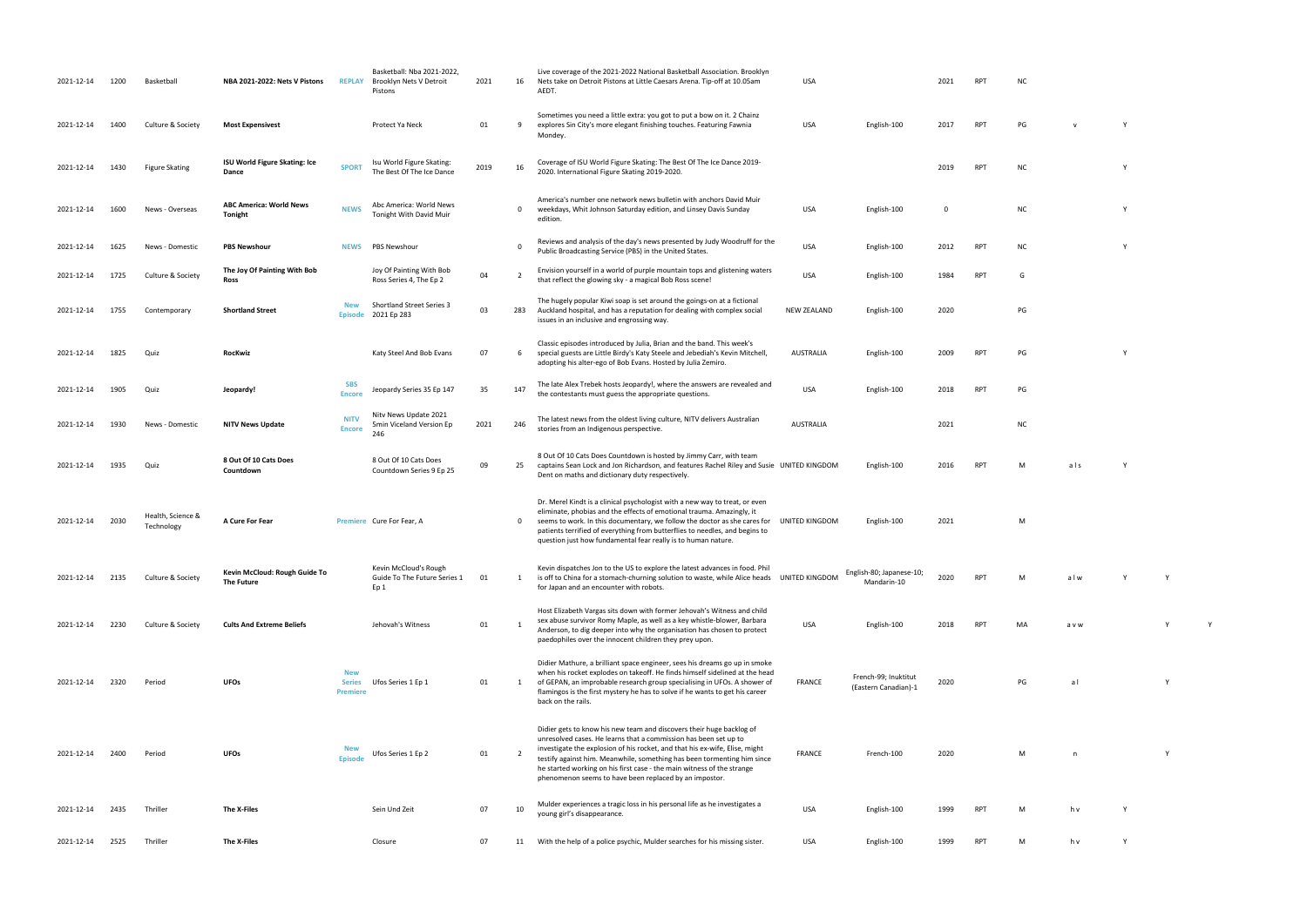| | | | | | | | | | | | | | | | | | |
|---|---|---|---|---|---|---|---|---|---|---|---|---|---|---|---|---|---|
| 2021-12-14 | 1200 | Basketball | **NBA 2021-2022: Nets V Pistons** | REPLAY | Basketball: Nba 2021-2022, Brooklyn Nets V Detroit Pistons | 2021 | 16 | Live coverage of the 2021-2022 National Basketball Association. Brooklyn Nets take on Detroit Pistons at Little Caesars Arena. Tip-off at 10.05am AEDT. | USA | | 2021 | RPT | NC | | | | |
| 2021-12-14 | 1400 | Culture & Society | **Most Expensivest** | | Protect Ya Neck | 01 | 9 | Sometimes you need a little extra: you got to put a bow on it. 2 Chainz explores Sin City's more elegant finishing touches. Featuring Fawnia Mondey. | USA | English-100 | 2017 | RPT | PG | v | Y | | |
| 2021-12-14 | 1430 | Figure Skating | **ISU World Figure Skating: Ice Dance** | SPORT | Isu World Figure Skating: The Best Of The Ice Dance | 2019 | 16 | Coverage of ISU World Figure Skating: The Best Of The Ice Dance 2019-2020. International Figure Skating 2019-2020. | | | 2019 | RPT | NC | | Y | | |
| 2021-12-14 | 1600 | News - Overseas | **ABC America: World News Tonight** | NEWS | Abc America: World News Tonight With David Muir | | 0 | America's number one network news bulletin with anchors David Muir weekdays, Whit Johnson Saturday edition, and Linsey Davis Sunday edition. | USA | English-100 | 0 | | NC | | Y | | |
| 2021-12-14 | 1625 | News - Domestic | **PBS Newshour** | NEWS | PBS Newshour | | 0 | Reviews and analysis of the day's news presented by Judy Woodruff for the Public Broadcasting Service (PBS) in the United States. | USA | English-100 | 2012 | RPT | NC | | Y | | |
| 2021-12-14 | 1725 | Culture & Society | **The Joy Of Painting With Bob Ross** | | Joy Of Painting With Bob Ross Series 4, The Ep 2 | 04 | 2 | Envision yourself in a world of purple mountain tops and glistening waters that reflect the glowing sky - a magical Bob Ross scene! | USA | English-100 | 1984 | RPT | G | | | | |
| 2021-12-14 | 1755 | Contemporary | **Shortland Street** | New Episode | Shortland Street Series 3 2021 Ep 283 | 03 | 283 | The hugely popular Kiwi soap is set around the goings-on at a fictional Auckland hospital, and has a reputation for dealing with complex social issues in an inclusive and engrossing way. | NEW ZEALAND | English-100 | 2020 | | PG | | | | |
| 2021-12-14 | 1825 | Quiz | **RocKwiz** | | Katy Steel And Bob Evans | 07 | 6 | Classic episodes introduced by Julia, Brian and the band. This week's special guests are Little Birdy's Katy Steele and Jebediah's Kevin Mitchell, adopting his alter-ego of Bob Evans. Hosted by Julia Zemiro. | AUSTRALIA | English-100 | 2009 | RPT | PG | | Y | | |
| 2021-12-14 | 1905 | Quiz | **Jeopardy!** | SBS Encore | Jeopardy Series 35 Ep 147 | 35 | 147 | The late Alex Trebek hosts Jeopardy!, where the answers are revealed and the contestants must guess the appropriate questions. | USA | English-100 | 2018 | RPT | PG | | | | |
| 2021-12-14 | 1930 | News - Domestic | **NITV News Update** | NITV Encore | Nitv News Update 2021 5min Viceland Version Ep 246 | 2021 | 246 | The latest news from the oldest living culture, NITV delivers Australian stories from an Indigenous perspective. | AUSTRALIA | | 2021 | | NC | | | | |
| 2021-12-14 | 1935 | Quiz | **8 Out Of 10 Cats Does Countdown** | | 8 Out Of 10 Cats Does Countdown Series 9 Ep 25 | 09 | 25 | 8 Out Of 10 Cats Does Countdown is hosted by Jimmy Carr, with team captains Sean Lock and Jon Richardson, and features Rachel Riley and Susie Dent on maths and dictionary duty respectively. | UNITED KINGDOM | English-100 | 2016 | RPT | M | a l s | Y | | |
| 2021-12-14 | 2030 | Health, Science & Technology | **A Cure For Fear** | Premiere | Cure For Fear, A | | 0 | Dr. Merel Kindt is a clinical psychologist with a new way to treat, or even eliminate, phobias and the effects of emotional trauma. Amazingly, it seems to work. In this documentary, we follow the doctor as she cares for patients terrified of everything from butterflies to needles, and begins to question just how fundamental fear really is to human nature. | UNITED KINGDOM | English-100 | 2021 | | M | | | | |
| 2021-12-14 | 2135 | Culture & Society | **Kevin McCloud: Rough Guide To The Future** | | Kevin McCloud's Rough Guide To The Future Series 1 Ep 1 | 01 | 1 | Kevin dispatches Jon to the US to explore the latest advances in food. Phil is off to China for a stomach-churning solution to waste, while Alice heads for Japan and an encounter with robots. | UNITED KINGDOM | English-80; Japanese-10; Mandarin-10 | 2020 | RPT | M | a l w | Y | Y | |
| 2021-12-14 | 2230 | Culture & Society | **Cults And Extreme Beliefs** | | Jehovah's Witness | 01 | 1 | Host Elizabeth Vargas sits down with former Jehovah's Witness and child sex abuse survivor Romy Maple, as well as a key whistle-blower, Barbara Anderson, to dig deeper into why the organisation has chosen to protect paedophiles over the innocent children they prey upon. | USA | English-100 | 2018 | RPT | MA | a v w | | Y | Y |
| 2021-12-14 | 2320 | Period | **UFOs** | New Series Premiere | Ufos Series 1 Ep 1 | 01 | 1 | Didier Mathure, a brilliant space engineer, sees his dreams go up in smoke when his rocket explodes on takeoff. He finds himself sidelined at the head of GEPAN, an improbable research group specialising in UFOs. A shower of flamingos is the first mystery he has to solve if he wants to get his career back on the rails. | FRANCE | French-99; Inuktitut (Eastern Canadian)-1 | 2020 | | PG | a l | | Y | |
| 2021-12-14 | 2400 | Period | **UFOs** | New Episode | Ufos Series 1 Ep 2 | 01 | 2 | Didier gets to know his new team and discovers their huge backlog of unresolved cases. He learns that a commission has been set up to investigate the explosion of his rocket, and that his ex-wife, Elise, might testify against him. Meanwhile, something has been tormenting him since he started working on his first case - the main witness of the strange phenomenon seems to have been replaced by an impostor. | FRANCE | French-100 | 2020 | | M | n | | Y | |
| 2021-12-14 | 2435 | Thriller | **The X-Files** | | Sein Und Zeit | 07 | 10 | Mulder experiences a tragic loss in his personal life as he investigates a young girl's disappearance. | USA | English-100 | 1999 | RPT | M | h v | Y | | |
| 2021-12-14 | 2525 | Thriller | **The X-Files** | | Closure | 07 | 11 | With the help of a police psychic, Mulder searches for his missing sister. | USA | English-100 | 1999 | RPT | M | h v | Y | | |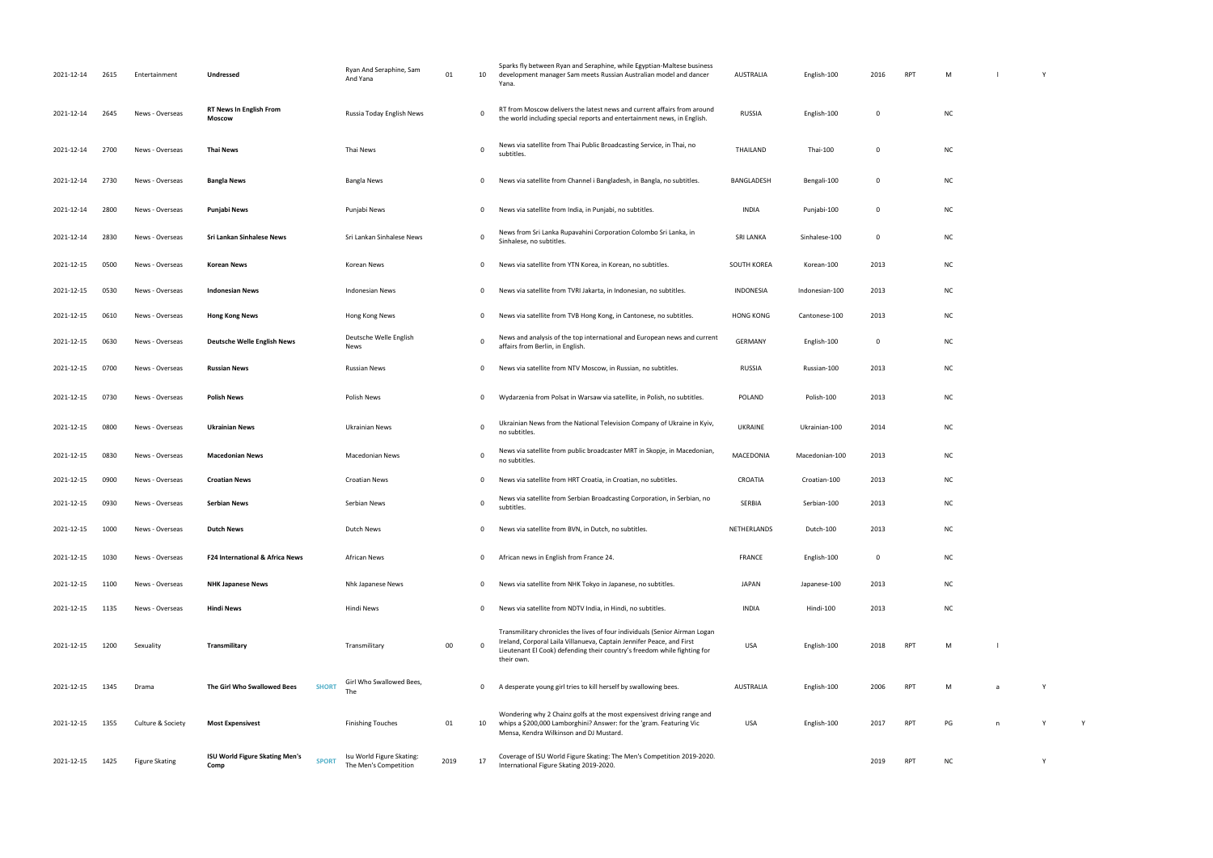| | | | | | | | | | | | | | | | | |
|---|---|---|---|---|---|---|---|---|---|---|---|---|---|---|---|---|
| 2021-12-14 | 2615 | Entertainment | **Undressed** | | Ryan And Seraphine, Sam And Yana | 01 | 10 | Sparks fly between Ryan and Seraphine, while Egyptian-Maltese business development manager Sam meets Russian Australian model and dancer Yana. | AUSTRALIA | English-100 | 2016 | RPT | M | l | Y | |
| 2021-12-14 | 2645 | News - Overseas | **RT News In English From Moscow** | | Russia Today English News | | 0 | RT from Moscow delivers the latest news and current affairs from around the world including special reports and entertainment news, in English. | RUSSIA | English-100 | 0 | | NC | | | |
| 2021-12-14 | 2700 | News - Overseas | **Thai News** | | Thai News | | 0 | News via satellite from Thai Public Broadcasting Service, in Thai, no subtitles. | THAILAND | Thai-100 | 0 | | NC | | | |
| 2021-12-14 | 2730 | News - Overseas | **Bangla News** | | Bangla News | | 0 | News via satellite from Channel i Bangladesh, in Bangla, no subtitles. | BANGLADESH | Bengali-100 | 0 | | NC | | | |
| 2021-12-14 | 2800 | News - Overseas | **Punjabi News** | | Punjabi News | | 0 | News via satellite from India, in Punjabi, no subtitles. | INDIA | Punjabi-100 | 0 | | NC | | | |
| 2021-12-14 | 2830 | News - Overseas | **Sri Lankan Sinhalese News** | | Sri Lankan Sinhalese News | | 0 | News from Sri Lanka Rupavahini Corporation Colombo Sri Lanka, in Sinhalese, no subtitles. | SRI LANKA | Sinhalese-100 | 0 | | NC | | | |
| 2021-12-15 | 0500 | News - Overseas | **Korean News** | | Korean News | | 0 | News via satellite from YTN Korea, in Korean, no subtitles. | SOUTH KOREA | Korean-100 | 2013 | | NC | | | |
| 2021-12-15 | 0530 | News - Overseas | **Indonesian News** | | Indonesian News | | 0 | News via satellite from TVRI Jakarta, in Indonesian, no subtitles. | INDONESIA | Indonesian-100 | 2013 | | NC | | | |
| 2021-12-15 | 0610 | News - Overseas | **Hong Kong News** | | Hong Kong News | | 0 | News via satellite from TVB Hong Kong, in Cantonese, no subtitles. | HONG KONG | Cantonese-100 | 2013 | | NC | | | |
| 2021-12-15 | 0630 | News - Overseas | **Deutsche Welle English News** | | Deutsche Welle English News | | 0 | News and analysis of the top international and European news and current affairs from Berlin, in English. | GERMANY | English-100 | 0 | | NC | | | |
| 2021-12-15 | 0700 | News - Overseas | **Russian News** | | Russian News | | 0 | News via satellite from NTV Moscow, in Russian, no subtitles. | RUSSIA | Russian-100 | 2013 | | NC | | | |
| 2021-12-15 | 0730 | News - Overseas | **Polish News** | | Polish News | | 0 | Wydarzenia from Polsat in Warsaw via satellite, in Polish, no subtitles. | POLAND | Polish-100 | 2013 | | NC | | | |
| 2021-12-15 | 0800 | News - Overseas | **Ukrainian News** | | Ukrainian News | | 0 | Ukrainian News from the National Television Company of Ukraine in Kyiv, no subtitles. | UKRAINE | Ukrainian-100 | 2014 | | NC | | | |
| 2021-12-15 | 0830 | News - Overseas | **Macedonian News** | | Macedonian News | | 0 | News via satellite from public broadcaster MRT in Skopje, in Macedonian, no subtitles. | MACEDONIA | Macedonian-100 | 2013 | | NC | | | |
| 2021-12-15 | 0900 | News - Overseas | **Croatian News** | | Croatian News | | 0 | News via satellite from HRT Croatia, in Croatian, no subtitles. | CROATIA | Croatian-100 | 2013 | | NC | | | |
| 2021-12-15 | 0930 | News - Overseas | **Serbian News** | | Serbian News | | 0 | News via satellite from Serbian Broadcasting Corporation, in Serbian, no subtitles. | SERBIA | Serbian-100 | 2013 | | NC | | | |
| 2021-12-15 | 1000 | News - Overseas | **Dutch News** | | Dutch News | | 0 | News via satellite from BVN, in Dutch, no subtitles. | NETHERLANDS | Dutch-100 | 2013 | | NC | | | |
| 2021-12-15 | 1030 | News - Overseas | **F24 International & Africa News** | | African News | | 0 | African news in English from France 24. | FRANCE | English-100 | 0 | | NC | | | |
| 2021-12-15 | 1100 | News - Overseas | **NHK Japanese News** | | Nhk Japanese News | | 0 | News via satellite from NHK Tokyo in Japanese, no subtitles. | JAPAN | Japanese-100 | 2013 | | NC | | | |
| 2021-12-15 | 1135 | News - Overseas | **Hindi News** | | Hindi News | | 0 | News via satellite from NDTV India, in Hindi, no subtitles. | INDIA | Hindi-100 | 2013 | | NC | | | |
| 2021-12-15 | 1200 | Sexuality | **Transmilitary** | | Transmilitary | 00 | 0 | Transmilitary chronicles the lives of four individuals (Senior Airman Logan Ireland, Corporal Laila Villanueva, Captain Jennifer Peace, and First Lieutenant El Cook) defending their country's freedom while fighting for their own. | USA | English-100 | 2018 | RPT | M | l | | |
| 2021-12-15 | 1345 | Drama | **The Girl Who Swallowed Bees** | SHORT | Girl Who Swallowed Bees, The | | 0 | A desperate young girl tries to kill herself by swallowing bees. | AUSTRALIA | English-100 | 2006 | RPT | M | a | Y | |
| 2021-12-15 | 1355 | Culture & Society | **Most Expensivest** | | Finishing Touches | 01 | 10 | Wondering why 2 Chainz golfs at the most expensivest driving range and whips a $200,000 Lamborghini? Answer: for the 'gram. Featuring Vic Mensa, Kendra Wilkinson and DJ Mustard. | USA | English-100 | 2017 | RPT | PG | n | Y | Y |
| 2021-12-15 | 1425 | Figure Skating | **ISU World Figure Skating Men's Comp** | SPORT | Isu World Figure Skating: The Men's Competition | 2019 | 17 | Coverage of ISU World Figure Skating: The Men's Competition 2019-2020. International Figure Skating 2019-2020. | | | 2019 | RPT | NC | | Y | |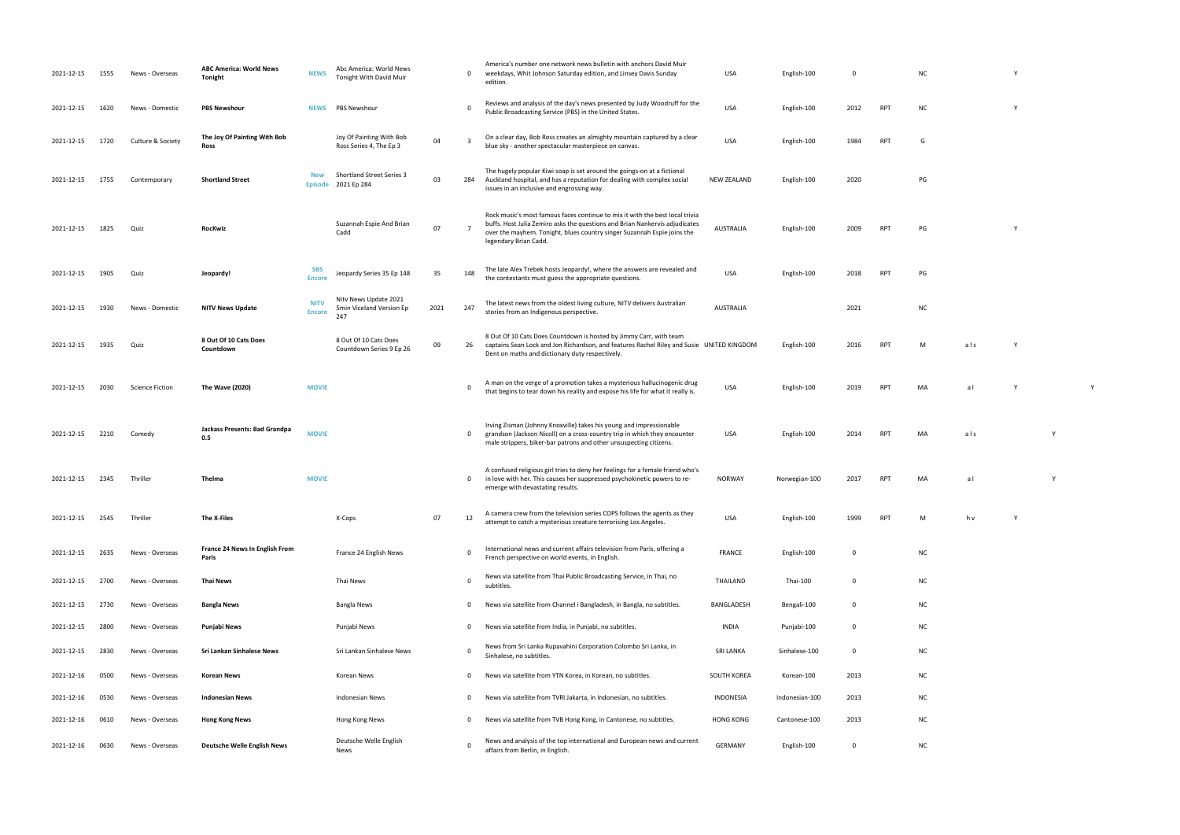| | | | | | | | | | | | | | | | | | |
|---|---|---|---|---|---|---|---|---|---|---|---|---|---|---|---|---|---|
| 2021-12-15 | 1555 | News - Overseas | **ABC America: World News Tonight** | NEWS | Abc America: World News Tonight With David Muir | | 0 | America's number one network news bulletin with anchors David Muir weekdays, Whit Johnson Saturday edition, and Linsey Davis Sunday edition. | USA | English-100 | 0 | | NC | | Y | | |
| 2021-12-15 | 1620 | News - Domestic | **PBS Newshour** | NEWS | PBS Newshour | | 0 | Reviews and analysis of the day's news presented by Judy Woodruff for the Public Broadcasting Service (PBS) in the United States. | USA | English-100 | 2012 | RPT | NC | | Y | | |
| 2021-12-15 | 1720 | Culture & Society | **The Joy Of Painting With Bob Ross** | | Joy Of Painting With Bob Ross Series 4, The Ep 3 | 04 | 3 | On a clear day, Bob Ross creates an almighty mountain captured by a clear blue sky - another spectacular masterpiece on canvas. | USA | English-100 | 1984 | RPT | G | | | | |
| 2021-12-15 | 1755 | Contemporary | **Shortland Street** | New Episode | Shortland Street Series 3 2021 Ep 284 | 03 | 284 | The hugely popular Kiwi soap is set around the goings-on at a fictional Auckland hospital, and has a reputation for dealing with complex social issues in an inclusive and engrossing way. | NEW ZEALAND | English-100 | 2020 | | PG | | | | |
| 2021-12-15 | 1825 | Quiz | **RocKwiz** | | Suzannah Espie And Brian Cadd | 07 | 7 | Rock music's most famous faces continue to mix it with the best local trivia buffs. Host Julia Zemiro asks the questions and Brian Nankervis adjudicates over the mayhem. Tonight, blues country singer Suzannah Espie joins the legendary Brian Cadd. | AUSTRALIA | English-100 | 2009 | RPT | PG | | Y | | |
| 2021-12-15 | 1905 | Quiz | **Jeopardy!** | SBS Encore | Jeopardy Series 35 Ep 148 | 35 | 148 | The late Alex Trebek hosts Jeopardy!, where the answers are revealed and the contestants must guess the appropriate questions. | USA | English-100 | 2018 | RPT | PG | | | | |
| 2021-12-15 | 1930 | News - Domestic | **NITV News Update** | NITV Encore | Nitv News Update 2021 5min Viceland Version Ep 247 | 2021 | 247 | The latest news from the oldest living culture, NITV delivers Australian stories from an Indigenous perspective. | AUSTRALIA | | 2021 | | NC | | | | |
| 2021-12-15 | 1935 | Quiz | **8 Out Of 10 Cats Does Countdown** | | 8 Out Of 10 Cats Does Countdown Series 9 Ep 26 | 09 | 26 | 8 Out Of 10 Cats Does Countdown is hosted by Jimmy Carr, with team captains Sean Lock and Jon Richardson, and features Rachel Riley and Susie Dent on maths and dictionary duty respectively. | UNITED KINGDOM | English-100 | 2016 | RPT | M | a l s | Y | | |
| 2021-12-15 | 2030 | Science Fiction | **The Wave (2020)** | MOVIE | | | 0 | A man on the verge of a promotion takes a mysterious hallucinogenic drug that begins to tear down his reality and expose his life for what it really is. | USA | English-100 | 2019 | RPT | MA | a l | Y | | Y |
| 2021-12-15 | 2210 | Comedy | **Jackass Presents: Bad Grandpa 0.5** | MOVIE | | | 0 | Irving Zisman (Johnny Knoxville) takes his young and impressionable grandson (Jackson Nicoll) on a cross-country trip in which they encounter male strippers, biker-bar patrons and other unsuspecting citizens. | USA | English-100 | 2014 | RPT | MA | a l s | | Y | |
| 2021-12-15 | 2345 | Thriller | **Thelma** | MOVIE | | | 0 | A confused religious girl tries to deny her feelings for a female friend who's in love with her. This causes her suppressed psychokinetic powers to re-emerge with devastating results. | NORWAY | Norwegian-100 | 2017 | RPT | MA | a l | | Y | |
| 2021-12-15 | 2545 | Thriller | **The X-Files** | | X-Cops | 07 | 12 | A camera crew from the television series COPS follows the agents as they attempt to catch a mysterious creature terrorising Los Angeles. | USA | English-100 | 1999 | RPT | M | h v | Y | | |
| 2021-12-15 | 2635 | News - Overseas | **France 24 News In English From Paris** | | France 24 English News | | 0 | International news and current affairs television from Paris, offering a French perspective on world events, in English. | FRANCE | English-100 | 0 | | NC | | | | |
| 2021-12-15 | 2700 | News - Overseas | **Thai News** | | Thai News | | 0 | News via satellite from Thai Public Broadcasting Service, in Thai, no subtitles. | THAILAND | Thai-100 | 0 | | NC | | | | |
| 2021-12-15 | 2730 | News - Overseas | **Bangla News** | | Bangla News | | 0 | News via satellite from Channel i Bangladesh, in Bangla, no subtitles. | BANGLADESH | Bengali-100 | 0 | | NC | | | | |
| 2021-12-15 | 2800 | News - Overseas | **Punjabi News** | | Punjabi News | | 0 | News via satellite from India, in Punjabi, no subtitles. | INDIA | Punjabi-100 | 0 | | NC | | | | |
| 2021-12-15 | 2830 | News - Overseas | **Sri Lankan Sinhalese News** | | Sri Lankan Sinhalese News | | 0 | News from Sri Lanka Rupavahini Corporation Colombo Sri Lanka, in Sinhalese, no subtitles. | SRI LANKA | Sinhalese-100 | 0 | | NC | | | | |
| 2021-12-16 | 0500 | News - Overseas | **Korean News** | | Korean News | | 0 | News via satellite from YTN Korea, in Korean, no subtitles. | SOUTH KOREA | Korean-100 | 2013 | | NC | | | | |
| 2021-12-16 | 0530 | News - Overseas | **Indonesian News** | | Indonesian News | | 0 | News via satellite from TVRI Jakarta, in Indonesian, no subtitles. | INDONESIA | Indonesian-100 | 2013 | | NC | | | | |
| 2021-12-16 | 0610 | News - Overseas | **Hong Kong News** | | Hong Kong News | | 0 | News via satellite from TVB Hong Kong, in Cantonese, no subtitles. | HONG KONG | Cantonese-100 | 2013 | | NC | | | | |
| 2021-12-16 | 0630 | News - Overseas | **Deutsche Welle English News** | | Deutsche Welle English News | | 0 | News and analysis of the top international and European news and current affairs from Berlin, in English. | GERMANY | English-100 | 0 | | NC | | | | |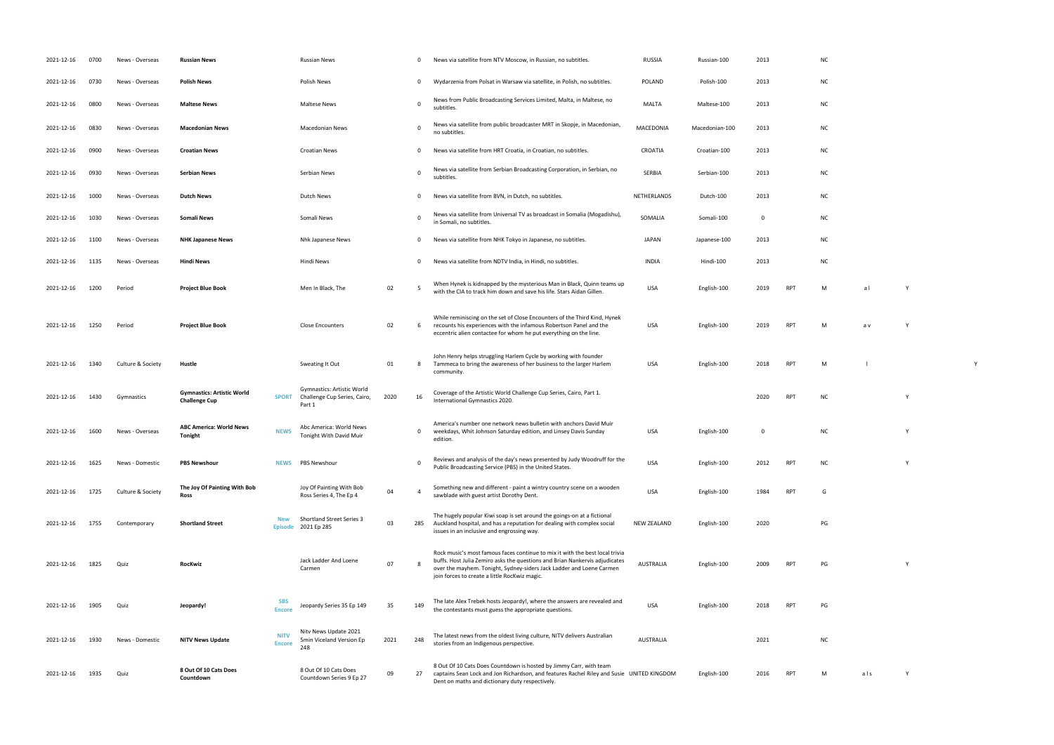| | | | | | | | | | | | | | | | | |
|---|---|---|---|---|---|---|---|---|---|---|---|---|---|---|---|---|
| 2021-12-16 | 0700 | News - Overseas | **Russian News** | | Russian News | | 0 | News via satellite from NTV Moscow, in Russian, no subtitles. | RUSSIA | Russian-100 | 2013 | | NC | | | |
| 2021-12-16 | 0730 | News - Overseas | **Polish News** | | Polish News | | 0 | Wydarzenia from Polsat in Warsaw via satellite, in Polish, no subtitles. | POLAND | Polish-100 | 2013 | | NC | | | |
| 2021-12-16 | 0800 | News - Overseas | **Maltese News** | | Maltese News | | 0 | News from Public Broadcasting Services Limited, Malta, in Maltese, no subtitles. | MALTA | Maltese-100 | 2013 | | NC | | | |
| 2021-12-16 | 0830 | News - Overseas | **Macedonian News** | | Macedonian News | | 0 | News via satellite from public broadcaster MRT in Skopje, in Macedonian, no subtitles. | MACEDONIA | Macedonian-100 | 2013 | | NC | | | |
| 2021-12-16 | 0900 | News - Overseas | **Croatian News** | | Croatian News | | 0 | News via satellite from HRT Croatia, in Croatian, no subtitles. | CROATIA | Croatian-100 | 2013 | | NC | | | |
| 2021-12-16 | 0930 | News - Overseas | **Serbian News** | | Serbian News | | 0 | News via satellite from Serbian Broadcasting Corporation, in Serbian, no subtitles. | SERBIA | Serbian-100 | 2013 | | NC | | | |
| 2021-12-16 | 1000 | News - Overseas | **Dutch News** | | Dutch News | | 0 | News via satellite from BVN, in Dutch, no subtitles. | NETHERLANDS | Dutch-100 | 2013 | | NC | | | |
| 2021-12-16 | 1030 | News - Overseas | **Somali News** | | Somali News | | 0 | News via satellite from Universal TV as broadcast in Somalia (Mogadishu), in Somali, no subtitles. | SOMALIA | Somali-100 | 0 | | NC | | | |
| 2021-12-16 | 1100 | News - Overseas | **NHK Japanese News** | | Nhk Japanese News | | 0 | News via satellite from NHK Tokyo in Japanese, no subtitles. | JAPAN | Japanese-100 | 2013 | | NC | | | |
| 2021-12-16 | 1135 | News - Overseas | **Hindi News** | | Hindi News | | 0 | News via satellite from NDTV India, in Hindi, no subtitles. | INDIA | Hindi-100 | 2013 | | NC | | | |
| 2021-12-16 | 1200 | Period | **Project Blue Book** | | Men In Black, The | 02 | 5 | When Hynek is kidnapped by the mysterious Man in Black, Quinn teams up with the CIA to track him down and save his life. Stars Aidan Gillen. | USA | English-100 | 2019 | RPT | M | a l | Y | |
| 2021-12-16 | 1250 | Period | **Project Blue Book** | | Close Encounters | 02 | 6 | While reminiscing on the set of Close Encounters of the Third Kind, Hynek recounts his experiences with the infamous Robertson Panel and the eccentric alien contactee for whom he put everything on the line. | USA | English-100 | 2019 | RPT | M | a v | Y | |
| 2021-12-16 | 1340 | Culture & Society | **Hustle** | | Sweating It Out | 01 | 8 | John Henry helps struggling Harlem Cycle by working with founder Tammeca to bring the awareness of her business to the larger Harlem community. | USA | English-100 | 2018 | RPT | M | l | | Y |
| 2021-12-16 | 1430 | Gymnastics | **Gymnastics: Artistic World Challenge Cup** | **SPORT** | Gymnastics: Artistic World Challenge Cup Series, Cairo, Part 1 | 2020 | 16 | Coverage of the Artistic World Challenge Cup Series, Cairo, Part 1. International Gymnastics 2020. | | | 2020 | RPT | NC | | Y | |
| 2021-12-16 | 1600 | News - Overseas | **ABC America: World News Tonight** | **NEWS** | Abc America: World News Tonight With David Muir | | 0 | America's number one network news bulletin with anchors David Muir weekdays, Whit Johnson Saturday edition, and Linsey Davis Sunday edition. | USA | English-100 | 0 | | NC | | Y | |
| 2021-12-16 | 1625 | News - Domestic | **PBS Newshour** | **NEWS** | PBS Newshour | | 0 | Reviews and analysis of the day's news presented by Judy Woodruff for the Public Broadcasting Service (PBS) in the United States. | USA | English-100 | 2012 | RPT | NC | | Y | |
| 2021-12-16 | 1725 | Culture & Society | **The Joy Of Painting With Bob Ross** | | Joy Of Painting With Bob Ross Series 4, The Ep 4 | 04 | 4 | Something new and different - paint a wintry country scene on a wooden sawblade with guest artist Dorothy Dent. | USA | English-100 | 1984 | RPT | G | | | |
| 2021-12-16 | 1755 | Contemporary | **Shortland Street** | **New Episode** | Shortland Street Series 3 2021 Ep 285 | 03 | 285 | The hugely popular Kiwi soap is set around the goings-on at a fictional Auckland hospital, and has a reputation for dealing with complex social issues in an inclusive and engrossing way. | NEW ZEALAND | English-100 | 2020 | | PG | | | |
| 2021-12-16 | 1825 | Quiz | **RocKwiz** | | Jack Ladder And Loene Carmen | 07 | 8 | Rock music's most famous faces continue to mix it with the best local trivia buffs. Host Julia Zemiro asks the questions and Brian Nankervis adjudicates over the mayhem. Tonight, Sydney-siders Jack Ladder and Loene Carmen join forces to create a little RocKwiz magic. | AUSTRALIA | English-100 | 2009 | RPT | PG | | Y | |
| 2021-12-16 | 1905 | Quiz | **Jeopardy!** | **SBS Encore** | Jeopardy Series 35 Ep 149 | 35 | 149 | The late Alex Trebek hosts Jeopardy!, where the answers are revealed and the contestants must guess the appropriate questions. | USA | English-100 | 2018 | RPT | PG | | | |
| 2021-12-16 | 1930 | News - Domestic | **NITV News Update** | **NITV Encore** | Nitv News Update 2021 5min Viceland Version Ep 248 | 2021 | 248 | The latest news from the oldest living culture, NITV delivers Australian stories from an Indigenous perspective. | AUSTRALIA | | 2021 | | NC | | | |
| 2021-12-16 | 1935 | Quiz | **8 Out Of 10 Cats Does Countdown** | | 8 Out Of 10 Cats Does Countdown Series 9 Ep 27 | 09 | 27 | 8 Out Of 10 Cats Does Countdown is hosted by Jimmy Carr, with team captains Sean Lock and Jon Richardson, and features Rachel Riley and Susie Dent on maths and dictionary duty respectively. | UNITED KINGDOM | English-100 | 2016 | RPT | M | a l s | Y | |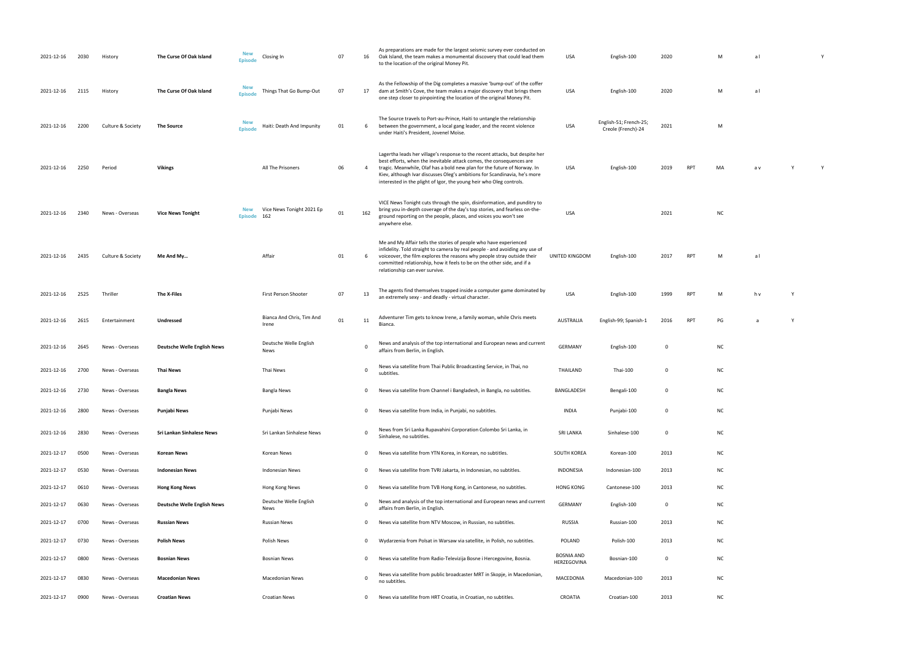| | | | | | | | | | | | | | | | | | |
|---|---|---|---|---|---|---|---|---|---|---|---|---|---|---|---|---|---|
| 2021-12-16 | 2030 | History | **The Curse Of Oak Island** | New Episode | Closing In | 07 | 16 | As preparations are made for the largest seismic survey ever conducted on Oak Island, the team makes a monumental discovery that could lead them to the location of the original Money Pit. | USA | English-100 | 2020 | | M | a l | | Y |
| 2021-12-16 | 2115 | History | **The Curse Of Oak Island** | New Episode | Things That Go Bump-Out | 07 | 17 | As the Fellowship of the Dig completes a massive 'bump-out' of the coffer dam at Smith's Cove, the team makes a major discovery that brings them one step closer to pinpointing the location of the original Money Pit. | USA | English-100 | 2020 | | M | a l | | |
| 2021-12-16 | 2200 | Culture & Society | **The Source** | New Episode | Haiti: Death And Impunity | 01 | 6 | The Source travels to Port-au-Prince, Haiti to untangle the relationship between the government, a local gang leader, and the recent violence under Haiti's President, Jovenel Moïse. | USA | English-51; French-25; Creole (French)-24 | 2021 | | M | | | |
| 2021-12-16 | 2250 | Period | **Vikings** | | All The Prisoners | 06 | 4 | Lagertha leads her village's response to the recent attacks, but despite her best efforts, when the inevitable attack comes, the consequences are tragic. Meanwhile, Olaf has a bold new plan for the future of Norway. In Kiev, although Ivar discusses Oleg's ambitions for Scandinavia, he's more interested in the plight of Igor, the young heir who Oleg controls. | USA | English-100 | 2019 | RPT | MA | a v | Y | Y |
| 2021-12-16 | 2340 | News - Overseas | **Vice News Tonight** | New Episode | Vice News Tonight 2021 Ep 162 | 01 | 162 | VICE News Tonight cuts through the spin, disinformation, and punditry to bring you in-depth coverage of the day's top stories, and fearless on-the-ground reporting on the people, places, and voices you won't see anywhere else. | USA | | 2021 | | NC | | | |
| 2021-12-16 | 2435 | Culture & Society | **Me And My...** | | Affair | 01 | 6 | Me and My Affair tells the stories of people who have experienced infidelity. Told straight to camera by real people - and avoiding any use of voiceover, the film explores the reasons why people stray outside their committed relationship, how it feels to be on the other side, and if a relationship can ever survive. | UNITED KINGDOM | English-100 | 2017 | RPT | M | a l | | |
| 2021-12-16 | 2525 | Thriller | **The X-Files** | | First Person Shooter | 07 | 13 | The agents find themselves trapped inside a computer game dominated by an extremely sexy - and deadly - virtual character. | USA | English-100 | 1999 | RPT | M | h v | Y | |
| 2021-12-16 | 2615 | Entertainment | **Undressed** | | Bianca And Chris, Tim And Irene | 01 | 11 | Adventurer Tim gets to know Irene, a family woman, while Chris meets Bianca. | AUSTRALIA | English-99; Spanish-1 | 2016 | RPT | PG | a | Y | |
| 2021-12-16 | 2645 | News - Overseas | **Deutsche Welle English News** | | Deutsche Welle English News | | 0 | News and analysis of the top international and European news and current affairs from Berlin, in English. | GERMANY | English-100 | 0 | | NC | | | |
| 2021-12-16 | 2700 | News - Overseas | **Thai News** | | Thai News | | 0 | News via satellite from Thai Public Broadcasting Service, in Thai, no subtitles. | THAILAND | Thai-100 | 0 | | NC | | | |
| 2021-12-16 | 2730 | News - Overseas | **Bangla News** | | Bangla News | | 0 | News via satellite from Channel i Bangladesh, in Bangla, no subtitles. | BANGLADESH | Bengali-100 | 0 | | NC | | | |
| 2021-12-16 | 2800 | News - Overseas | **Punjabi News** | | Punjabi News | | 0 | News via satellite from India, in Punjabi, no subtitles. | INDIA | Punjabi-100 | 0 | | NC | | | |
| 2021-12-16 | 2830 | News - Overseas | **Sri Lankan Sinhalese News** | | Sri Lankan Sinhalese News | | 0 | News from Sri Lanka Rupavahini Corporation Colombo Sri Lanka, in Sinhalese, no subtitles. | SRI LANKA | Sinhalese-100 | 0 | | NC | | | |
| 2021-12-17 | 0500 | News - Overseas | **Korean News** | | Korean News | | 0 | News via satellite from YTN Korea, in Korean, no subtitles. | SOUTH KOREA | Korean-100 | 2013 | | NC | | | |
| 2021-12-17 | 0530 | News - Overseas | **Indonesian News** | | Indonesian News | | 0 | News via satellite from TVRI Jakarta, in Indonesian, no subtitles. | INDONESIA | Indonesian-100 | 2013 | | NC | | | |
| 2021-12-17 | 0610 | News - Overseas | **Hong Kong News** | | Hong Kong News | | 0 | News via satellite from TVB Hong Kong, in Cantonese, no subtitles. | HONG KONG | Cantonese-100 | 2013 | | NC | | | |
| 2021-12-17 | 0630 | News - Overseas | **Deutsche Welle English News** | | Deutsche Welle English News | | 0 | News and analysis of the top international and European news and current affairs from Berlin, in English. | GERMANY | English-100 | 0 | | NC | | | |
| 2021-12-17 | 0700 | News - Overseas | **Russian News** | | Russian News | | 0 | News via satellite from NTV Moscow, in Russian, no subtitles. | RUSSIA | Russian-100 | 2013 | | NC | | | |
| 2021-12-17 | 0730 | News - Overseas | **Polish News** | | Polish News | | 0 | Wydarzenia from Polsat in Warsaw via satellite, in Polish, no subtitles. | POLAND | Polish-100 | 2013 | | NC | | | |
| 2021-12-17 | 0800 | News - Overseas | **Bosnian News** | | Bosnian News | | 0 | News via satellite from Radio-Televizija Bosne i Hercegovine, Bosnia. | BOSNIA AND HERZEGOVINA | Bosnian-100 | 0 | | NC | | | |
| 2021-12-17 | 0830 | News - Overseas | **Macedonian News** | | Macedonian News | | 0 | News via satellite from public broadcaster MRT in Skopje, in Macedonian, no subtitles. | MACEDONIA | Macedonian-100 | 2013 | | NC | | | |
| 2021-12-17 | 0900 | News - Overseas | **Croatian News** | | Croatian News | | 0 | News via satellite from HRT Croatia, in Croatian, no subtitles. | CROATIA | Croatian-100 | 2013 | | NC | | | |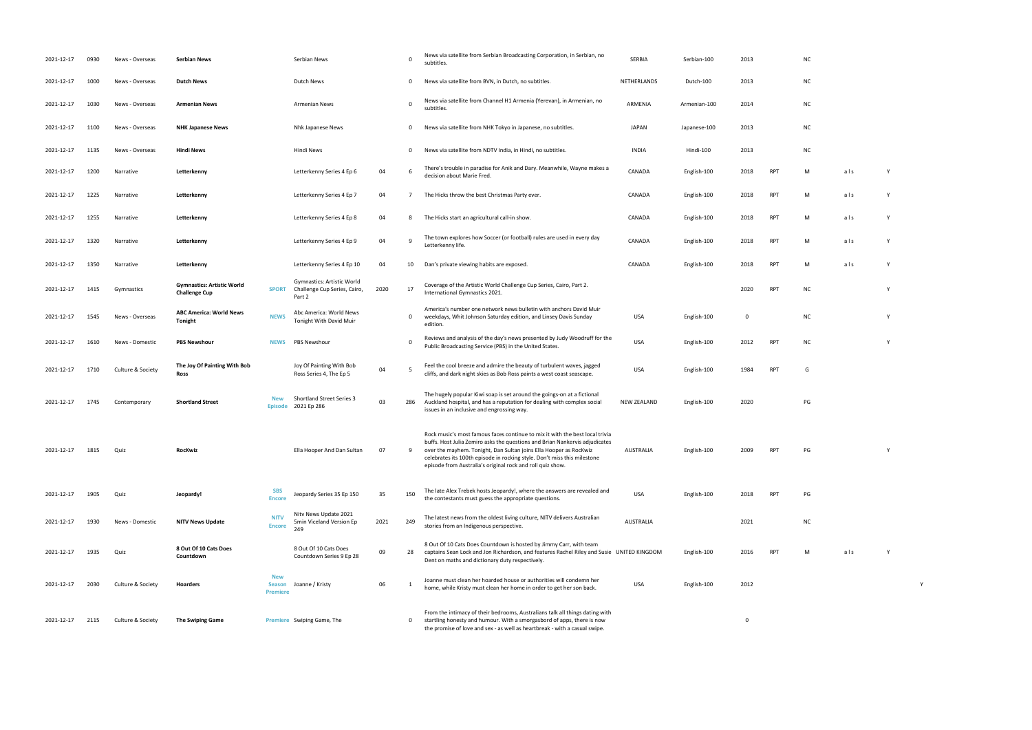| | | | | | | | | | | | | | | | | |
|---|---|---|---|---|---|---|---|---|---|---|---|---|---|---|---|---|
| 2021-12-17 | 0930 | News - Overseas | **Serbian News** | | Serbian News | | 0 | News via satellite from Serbian Broadcasting Corporation, in Serbian, no subtitles. | SERBIA | Serbian-100 | 2013 | | NC | | | |
| 2021-12-17 | 1000 | News - Overseas | **Dutch News** | | Dutch News | | 0 | News via satellite from BVN, in Dutch, no subtitles. | NETHERLANDS | Dutch-100 | 2013 | | NC | | | |
| 2021-12-17 | 1030 | News - Overseas | **Armenian News** | | Armenian News | | 0 | News via satellite from Channel H1 Armenia (Yerevan), in Armenian, no subtitles. | ARMENIA | Armenian-100 | 2014 | | NC | | | |
| 2021-12-17 | 1100 | News - Overseas | **NHK Japanese News** | | Nhk Japanese News | | 0 | News via satellite from NHK Tokyo in Japanese, no subtitles. | JAPAN | Japanese-100 | 2013 | | NC | | | |
| 2021-12-17 | 1135 | News - Overseas | **Hindi News** | | Hindi News | | 0 | News via satellite from NDTV India, in Hindi, no subtitles. | INDIA | Hindi-100 | 2013 | | NC | | | |
| 2021-12-17 | 1200 | Narrative | **Letterkenny** | | Letterkenny Series 4 Ep 6 | 04 | 6 | There's trouble in paradise for Anik and Dary. Meanwhile, Wayne makes a decision about Marie Fred. | CANADA | English-100 | 2018 | RPT | M | a l s | Y | |
| 2021-12-17 | 1225 | Narrative | **Letterkenny** | | Letterkenny Series 4 Ep 7 | 04 | 7 | The Hicks throw the best Christmas Party ever. | CANADA | English-100 | 2018 | RPT | M | a l s | Y | |
| 2021-12-17 | 1255 | Narrative | **Letterkenny** | | Letterkenny Series 4 Ep 8 | 04 | 8 | The Hicks start an agricultural call-in show. | CANADA | English-100 | 2018 | RPT | M | a l s | Y | |
| 2021-12-17 | 1320 | Narrative | **Letterkenny** | | Letterkenny Series 4 Ep 9 | 04 | 9 | The town explores how Soccer (or football) rules are used in every day Letterkenny life. | CANADA | English-100 | 2018 | RPT | M | a l s | Y | |
| 2021-12-17 | 1350 | Narrative | **Letterkenny** | | Letterkenny Series 4 Ep 10 | 04 | 10 | Dan's private viewing habits are exposed. | CANADA | English-100 | 2018 | RPT | M | a l s | Y | |
| 2021-12-17 | 1415 | Gymnastics | **Gymnastics: Artistic World Challenge Cup** | SPORT | Gymnastics: Artistic World Challenge Cup Series, Cairo, Part 2 | 2020 | 17 | Coverage of the Artistic World Challenge Cup Series, Cairo, Part 2. International Gymnastics 2021. | | | 2020 | RPT | NC | | Y | |
| 2021-12-17 | 1545 | News - Overseas | **ABC America: World News Tonight** | NEWS | Abc America: World News Tonight With David Muir | | 0 | America's number one network news bulletin with anchors David Muir weekdays, Whit Johnson Saturday edition, and Linsey Davis Sunday edition. | USA | English-100 | 0 | | NC | | Y | |
| 2021-12-17 | 1610 | News - Domestic | **PBS Newshour** | NEWS | PBS Newshour | | 0 | Reviews and analysis of the day's news presented by Judy Woodruff for the Public Broadcasting Service (PBS) in the United States. | USA | English-100 | 2012 | RPT | NC | | Y | |
| 2021-12-17 | 1710 | Culture & Society | **The Joy Of Painting With Bob Ross** | | Joy Of Painting With Bob Ross Series 4, The Ep 5 | 04 | 5 | Feel the cool breeze and admire the beauty of turbulent waves, jagged cliffs, and dark night skies as Bob Ross paints a west coast seascape. | USA | English-100 | 1984 | RPT | G | | | |
| 2021-12-17 | 1745 | Contemporary | **Shortland Street** | New Episode | Shortland Street Series 3 2021 Ep 286 | 03 | 286 | The hugely popular Kiwi soap is set around the goings-on at a fictional Auckland hospital, and has a reputation for dealing with complex social issues in an inclusive and engrossing way. | NEW ZEALAND | English-100 | 2020 | | PG | | | |
| 2021-12-17 | 1815 | Quiz | **RocKwiz** | | Ella Hooper And Dan Sultan | 07 | 9 | Rock music's most famous faces continue to mix it with the best local trivia buffs. Host Julia Zemiro asks the questions and Brian Nankervis adjudicates over the mayhem. Tonight, Dan Sultan joins Ella Hooper as RocKwiz celebrates its 100th episode in rocking style. Don't miss this milestone episode from Australia's original rock and roll quiz show. | AUSTRALIA | English-100 | 2009 | RPT | PG | | Y | |
| 2021-12-17 | 1905 | Quiz | **Jeopardy!** | SBS Encore | Jeopardy Series 35 Ep 150 | 35 | 150 | The late Alex Trebek hosts Jeopardy!, where the answers are revealed and the contestants must guess the appropriate questions. | USA | English-100 | 2018 | RPT | PG | | | |
| 2021-12-17 | 1930 | News - Domestic | **NITV News Update** | NITV Encore | Nitv News Update 2021 5min Viceland Version Ep 249 | 2021 | 249 | The latest news from the oldest living culture, NITV delivers Australian stories from an Indigenous perspective. | AUSTRALIA | | 2021 | | NC | | | |
| 2021-12-17 | 1935 | Quiz | **8 Out Of 10 Cats Does Countdown** | | 8 Out Of 10 Cats Does Countdown Series 9 Ep 28 | 09 | 28 | 8 Out Of 10 Cats Does Countdown is hosted by Jimmy Carr, with team captains Sean Lock and Jon Richardson, and features Rachel Riley and Susie Dent on maths and dictionary duty respectively. | UNITED KINGDOM | English-100 | 2016 | RPT | M | a l s | Y | |
| 2021-12-17 | 2030 | Culture & Society | **Hoarders** | New Season Premiere | Joanne / Kristy | 06 | 1 | Joanne must clean her hoarded house or authorities will condemn her home, while Kristy must clean her home in order to get her son back. | USA | English-100 | 2012 | | | | | Y |
| 2021-12-17 | 2115 | Culture & Society | **The Swiping Game** | Premiere | Swiping Game, The | | 0 | From the intimacy of their bedrooms, Australians talk all things dating with startling honesty and humour. With a smorgasbord of apps, there is now the promise of love and sex - as well as heartbreak - with a casual swipe. | | | 0 | | | | | |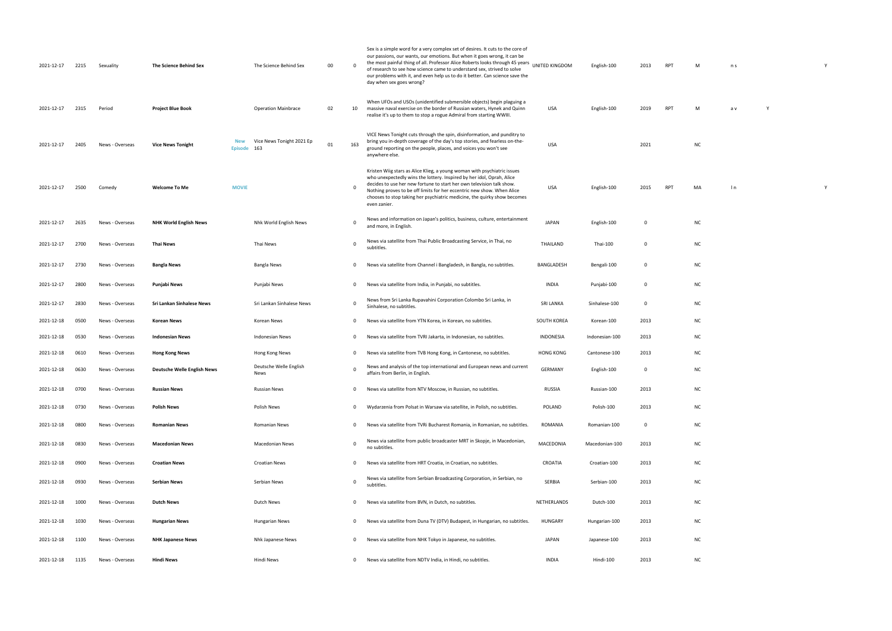| | | | | | | | | | | | | | | | | | |
|---|---|---|---|---|---|---|---|---|---|---|---|---|---|---|---|---|---|
| 2021-12-17 | 2215 | Sexuality | **The Science Behind Sex** | | The Science Behind Sex | 00 | 0 | Sex is a simple word for a very complex set of desires. It cuts to the core of our passions, our wants, our emotions. But when it goes wrong, it can be the most painful thing of all. Professor Alice Roberts looks through 45 years of research to see how science came to understand sex, strived to solve our problems with it, and even help us to do it better. Can science save the day when sex goes wrong? | UNITED KINGDOM | English-100 | 2013 | RPT | M | n s | | | Y |
| 2021-12-17 | 2315 | Period | **Project Blue Book** | | Operation Mainbrace | 02 | 10 | When UFOs and USOs (unidentified submersible objects) begin plaguing a massive naval exercise on the border of Russian waters, Hynek and Quinn realise it's up to them to stop a rogue Admiral from starting WWIII. | USA | English-100 | 2019 | RPT | M | a v | Y | | |
| 2021-12-17 | 2405 | News - Overseas | **Vice News Tonight** | New Episode | Vice News Tonight 2021 Ep 163 | 01 | 163 | VICE News Tonight cuts through the spin, disinformation, and punditry to bring you in-depth coverage of the day's top stories, and fearless on-the-ground reporting on the people, places, and voices you won't see anywhere else. | USA | | 2021 | | NC | | | | |
| 2021-12-17 | 2500 | Comedy | **Welcome To Me** | MOVIE | | | 0 | Kristen Wiig stars as Alice Klieg, a young woman with psychiatric issues who unexpectedly wins the lottery. Inspired by her idol, Oprah, Alice decides to use her new fortune to start her own television talk show. Nothing proves to be off limits for her eccentric new show. When Alice chooses to stop taking her psychiatric medicine, the quirky show becomes even zanier. | USA | English-100 | 2015 | RPT | MA | l n | | | Y |
| 2021-12-17 | 2635 | News - Overseas | **NHK World English News** | | Nhk World English News | | 0 | News and information on Japan's politics, business, culture, entertainment and more, in English. | JAPAN | English-100 | 0 | | NC | | | | |
| 2021-12-17 | 2700 | News - Overseas | **Thai News** | | Thai News | | 0 | News via satellite from Thai Public Broadcasting Service, in Thai, no subtitles. | THAILAND | Thai-100 | 0 | | NC | | | | |
| 2021-12-17 | 2730 | News - Overseas | **Bangla News** | | Bangla News | | 0 | News via satellite from Channel i Bangladesh, in Bangla, no subtitles. | BANGLADESH | Bengali-100 | 0 | | NC | | | | |
| 2021-12-17 | 2800 | News - Overseas | **Punjabi News** | | Punjabi News | | 0 | News via satellite from India, in Punjabi, no subtitles. | INDIA | Punjabi-100 | 0 | | NC | | | | |
| 2021-12-17 | 2830 | News - Overseas | **Sri Lankan Sinhalese News** | | Sri Lankan Sinhalese News | | 0 | News from Sri Lanka Rupavahini Corporation Colombo Sri Lanka, in Sinhalese, no subtitles. | SRI LANKA | Sinhalese-100 | 0 | | NC | | | | |
| 2021-12-18 | 0500 | News - Overseas | **Korean News** | | Korean News | | 0 | News via satellite from YTN Korea, in Korean, no subtitles. | SOUTH KOREA | Korean-100 | 2013 | | NC | | | | |
| 2021-12-18 | 0530 | News - Overseas | **Indonesian News** | | Indonesian News | | 0 | News via satellite from TVRI Jakarta, in Indonesian, no subtitles. | INDONESIA | Indonesian-100 | 2013 | | NC | | | | |
| 2021-12-18 | 0610 | News - Overseas | **Hong Kong News** | | Hong Kong News | | 0 | News via satellite from TVB Hong Kong, in Cantonese, no subtitles. | HONG KONG | Cantonese-100 | 2013 | | NC | | | | |
| 2021-12-18 | 0630 | News - Overseas | **Deutsche Welle English News** | | Deutsche Welle English News | | 0 | News and analysis of the top international and European news and current affairs from Berlin, in English. | GERMANY | English-100 | 0 | | NC | | | | |
| 2021-12-18 | 0700 | News - Overseas | **Russian News** | | Russian News | | 0 | News via satellite from NTV Moscow, in Russian, no subtitles. | RUSSIA | Russian-100 | 2013 | | NC | | | | |
| 2021-12-18 | 0730 | News - Overseas | **Polish News** | | Polish News | | 0 | Wydarzenia from Polsat in Warsaw via satellite, in Polish, no subtitles. | POLAND | Polish-100 | 2013 | | NC | | | | |
| 2021-12-18 | 0800 | News - Overseas | **Romanian News** | | Romanian News | | 0 | News via satellite from TVRi Bucharest Romania, in Romanian, no subtitles. | ROMANIA | Romanian-100 | 0 | | NC | | | | |
| 2021-12-18 | 0830 | News - Overseas | **Macedonian News** | | Macedonian News | | 0 | News via satellite from public broadcaster MRT in Skopje, in Macedonian, no subtitles. | MACEDONIA | Macedonian-100 | 2013 | | NC | | | | |
| 2021-12-18 | 0900 | News - Overseas | **Croatian News** | | Croatian News | | 0 | News via satellite from HRT Croatia, in Croatian, no subtitles. | CROATIA | Croatian-100 | 2013 | | NC | | | | |
| 2021-12-18 | 0930 | News - Overseas | **Serbian News** | | Serbian News | | 0 | News via satellite from Serbian Broadcasting Corporation, in Serbian, no subtitles. | SERBIA | Serbian-100 | 2013 | | NC | | | | |
| 2021-12-18 | 1000 | News - Overseas | **Dutch News** | | Dutch News | | 0 | News via satellite from BVN, in Dutch, no subtitles. | NETHERLANDS | Dutch-100 | 2013 | | NC | | | | |
| 2021-12-18 | 1030 | News - Overseas | **Hungarian News** | | Hungarian News | | 0 | News via satellite from Duna TV (DTV) Budapest, in Hungarian, no subtitles. | HUNGARY | Hungarian-100 | 2013 | | NC | | | | |
| 2021-12-18 | 1100 | News - Overseas | **NHK Japanese News** | | Nhk Japanese News | | 0 | News via satellite from NHK Tokyo in Japanese, no subtitles. | JAPAN | Japanese-100 | 2013 | | NC | | | | |
| 2021-12-18 | 1135 | News - Overseas | **Hindi News** | | Hindi News | | 0 | News via satellite from NDTV India, in Hindi, no subtitles. | INDIA | Hindi-100 | 2013 | | NC | | | | |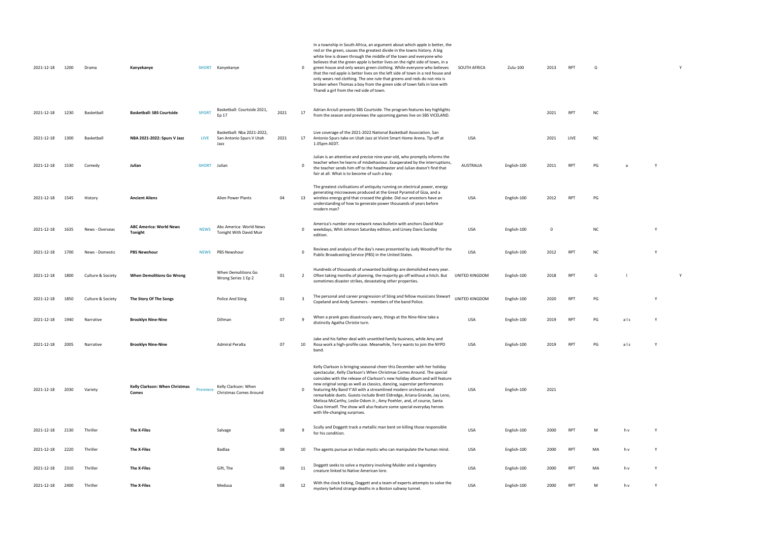| | | | | | | | | | | | | | | | | |
|---|---|---|---|---|---|---|---|---|---|---|---|---|---|---|---|---|
| 2021-12-18 | 1200 | Drama | **Kanyekanye** | SHORT | Kanyekanye | | 0 | In a township in South Africa, an argument about which apple is better, the red or the green, causes the greatest divide in the towns history. A big white line is drawn through the middle of the town and everyone who believes that the green apple is better lives on the right side of town, in a green house and only wears green clothing. While everyone who believes that the red apple is better lives on the left side of town in a red house and only wears red clothing. The one rule that greens and reds do not mix is broken when Thomas a boy from the green side of town falls in love with Thandi a girl from the red side of town. | SOUTH AFRICA | Zulu-100 | 2013 | RPT | G | | | Y |
| 2021-12-18 | 1230 | Basketball | **Basketball: SBS Courtside** | SPORT | Basketball: Courtside 2021, Ep 17 | 2021 | 17 | Adrian Arciuli presents SBS Courtside. The program features key highlights from the season and previews the upcoming games live on SBS VICELAND. | | | 2021 | RPT | NC | | | |
| 2021-12-18 | 1300 | Basketball | **NBA 2021-2022: Spurs V Jazz** | LIVE | Basketball: Nba 2021-2022, San Antonio Spurs V Utah Jazz | 2021 | 17 | Live coverage of the 2021-2022 National Basketball Association. San Antonio Spurs take on Utah Jazz at Vivint Smart Home Arena. Tip-off at 1.05pm AEDT. | USA | | 2021 | LIVE | NC | | | |
| 2021-12-18 | 1530 | Comedy | **Julian** | SHORT | Julian | | 0 | Julian is an attentive and precise nine-year-old, who promptly informs the teacher when he learns of misbehaviour. Exasperated by the interruptions, the teacher sends him off to the headmaster and Julian doesn't find that fair at all. What is to become of such a boy. | AUSTRALIA | English-100 | 2011 | RPT | PG | a | Y | |
| 2021-12-18 | 1545 | History | **Ancient Aliens** | | Alien Power Plants | 04 | 13 | The greatest civilisations of antiquity running on electrical power, energy generating microwaves produced at the Great Pyramid of Giza, and a wireless energy grid that crossed the globe. Did our ancestors have an understanding of how to generate power thousands of years before modern man? | USA | English-100 | 2012 | RPT | PG | | | |
| 2021-12-18 | 1635 | News - Overseas | **ABC America: World News Tonight** | NEWS | Abc America: World News Tonight With David Muir | | 0 | America's number one network news bulletin with anchors David Muir weekdays, Whit Johnson Saturday edition, and Linsey Davis Sunday edition. | USA | English-100 | 0 | | NC | | Y | |
| 2021-12-18 | 1700 | News - Domestic | **PBS Newshour** | NEWS | PBS Newshour | | 0 | Reviews and analysis of the day's news presented by Judy Woodruff for the Public Broadcasting Service (PBS) in the United States. | USA | English-100 | 2012 | RPT | NC | | Y | |
| 2021-12-18 | 1800 | Culture & Society | **When Demolitions Go Wrong** | | When Demolitions Go Wrong Series 1 Ep 2 | 01 | 2 | Hundreds of thousands of unwanted buildings are demolished every year. Often taking months of planning, the majority go off without a hitch. But sometimes disaster strikes, devastating other properties. | UNITED KINGDOM | English-100 | 2018 | RPT | G | l | | Y |
| 2021-12-18 | 1850 | Culture & Society | **The Story Of The Songs** | | Police And Sting | 01 | 3 | The personal and career progression of Sting and fellow musicians Stewart Copeland and Andy Summers - members of the band Police. | UNITED KINGDOM | English-100 | 2020 | RPT | PG | | Y | |
| 2021-12-18 | 1940 | Narrative | **Brooklyn Nine-Nine** | | Dillman | 07 | 9 | When a prank goes disastrously awry, things at the Nine-Nine take a distinctly Agatha Christie turn. | USA | English-100 | 2019 | RPT | PG | a l s | Y | |
| 2021-12-18 | 2005 | Narrative | **Brooklyn Nine-Nine** | | Admiral Peralta | 07 | 10 | Jake and his father deal with unsettled family business, while Amy and Rosa work a high-profile case. Meanwhile, Terry wants to join the NYPD band. | USA | English-100 | 2019 | RPT | PG | a l s | Y | |
| 2021-12-18 | 2030 | Variety | **Kelly Clarkson: When Christmas Comes** | Premiere | Kelly Clarkson: When Christmas Comes Around | | 0 | Kelly Clarkson is bringing seasonal cheer this December with her holiday spectacular, Kelly Clarkson's When Christmas Comes Around. The special coincides with the release of Clarkson's new holiday album and will feature new original songs as well as classics, dancing, superstar performances featuring My Band Y'All with a streamlined modern orchestra and remarkable duets. Guests include Brett Eldredge, Ariana Grande, Jay Leno, Melissa McCarthy, Leslie Odom Jr., Amy Poehler, and, of course, Santa Claus himself. The show will also feature some special everyday heroes with life-changing surprises. | USA | English-100 | 2021 | | | | | |
| 2021-12-18 | 2130 | Thriller | **The X-Files** | | Salvage | 08 | 9 | Scully and Doggett track a metallic man bent on killing those responsible for his condition. | USA | English-100 | 2000 | RPT | M | h v | Y | |
| 2021-12-18 | 2220 | Thriller | **The X-Files** | | Badlaa | 08 | 10 | The agents pursue an Indian mystic who can manipulate the human mind. | USA | English-100 | 2000 | RPT | MA | h v | Y | |
| 2021-12-18 | 2310 | Thriller | **The X-Files** | | Gift, The | 08 | 11 | Doggett seeks to solve a mystery involving Mulder and a legendary creature linked to Native American lore. | USA | English-100 | 2000 | RPT | MA | h v | Y | |
| 2021-12-18 | 2400 | Thriller | **The X-Files** | | Medusa | 08 | 12 | With the clock ticking, Doggett and a team of experts attempts to solve the mystery behind strange deaths in a Boston subway tunnel. | USA | English-100 | 2000 | RPT | M | h v | Y | |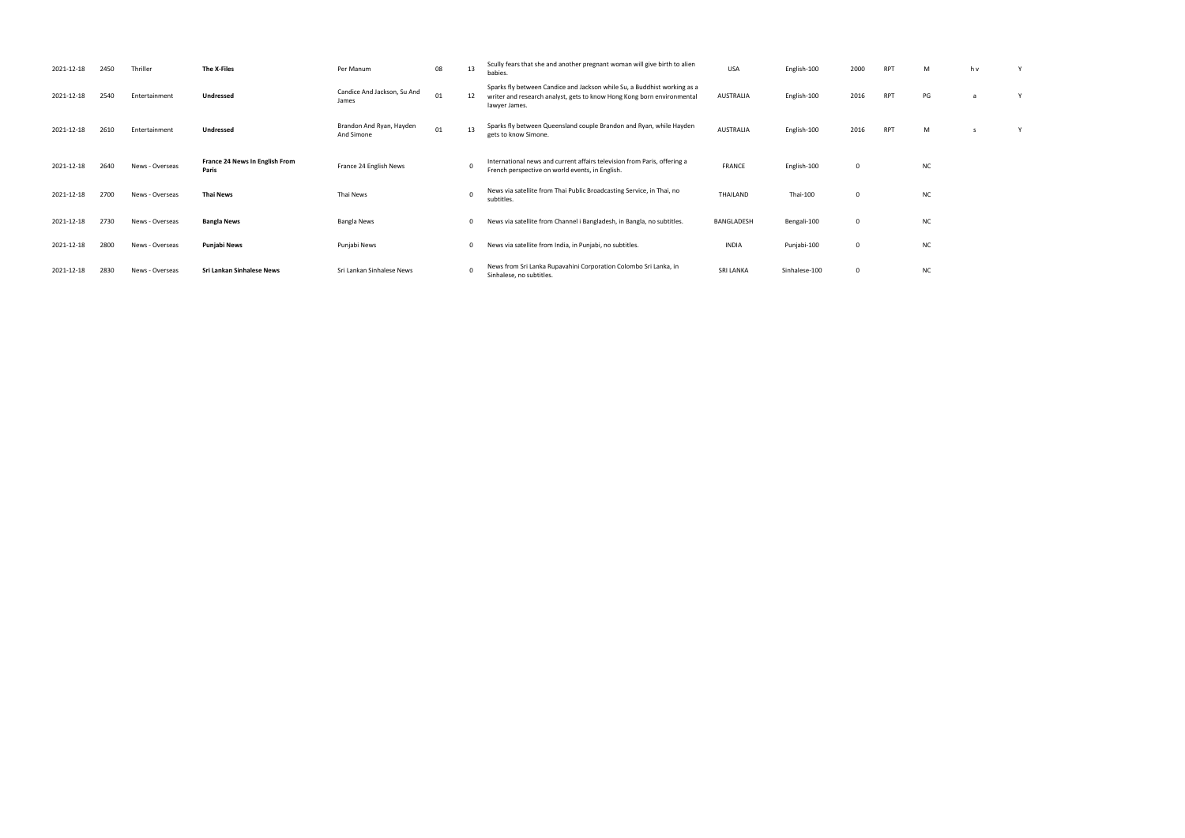| | | | | | | | | | | | | | | | |
|---|---|---|---|---|---|---|---|---|---|---|---|---|---|---|---|
| 2021-12-18 | 2450 | Thriller | **The X-Files** | Per Manum | 08 | 13 | Scully fears that she and another pregnant woman will give birth to alien babies. | USA | English-100 | 2000 | RPT | M | h v | Y |
| 2021-12-18 | 2540 | Entertainment | **Undressed** | Candice And Jackson, Su And James | 01 | 12 | Sparks fly between Candice and Jackson while Su, a Buddhist working as a writer and research analyst, gets to know Hong Kong born environmental lawyer James. | AUSTRALIA | English-100 | 2016 | RPT | PG | a | Y |
| 2021-12-18 | 2610 | Entertainment | **Undressed** | Brandon And Ryan, Hayden And Simone | 01 | 13 | Sparks fly between Queensland couple Brandon and Ryan, while Hayden gets to know Simone. | AUSTRALIA | English-100 | 2016 | RPT | M | s | Y |
| 2021-12-18 | 2640 | News - Overseas | **France 24 News In English From Paris** | France 24 English News | | 0 | International news and current affairs television from Paris, offering a French perspective on world events, in English. | FRANCE | English-100 | 0 | | NC | | |
| 2021-12-18 | 2700 | News - Overseas | **Thai News** | Thai News | | 0 | News via satellite from Thai Public Broadcasting Service, in Thai, no subtitles. | THAILAND | Thai-100 | 0 | | NC | | |
| 2021-12-18 | 2730 | News - Overseas | **Bangla News** | Bangla News | | 0 | News via satellite from Channel i Bangladesh, in Bangla, no subtitles. | BANGLADESH | Bengali-100 | 0 | | NC | | |
| 2021-12-18 | 2800 | News - Overseas | **Punjabi News** | Punjabi News | | 0 | News via satellite from India, in Punjabi, no subtitles. | INDIA | Punjabi-100 | 0 | | NC | | |
| 2021-12-18 | 2830 | News - Overseas | **Sri Lankan Sinhalese News** | Sri Lankan Sinhalese News | | 0 | News from Sri Lanka Rupavahini Corporation Colombo Sri Lanka, in Sinhalese, no subtitles. | SRI LANKA | Sinhalese-100 | 0 | | NC | | |